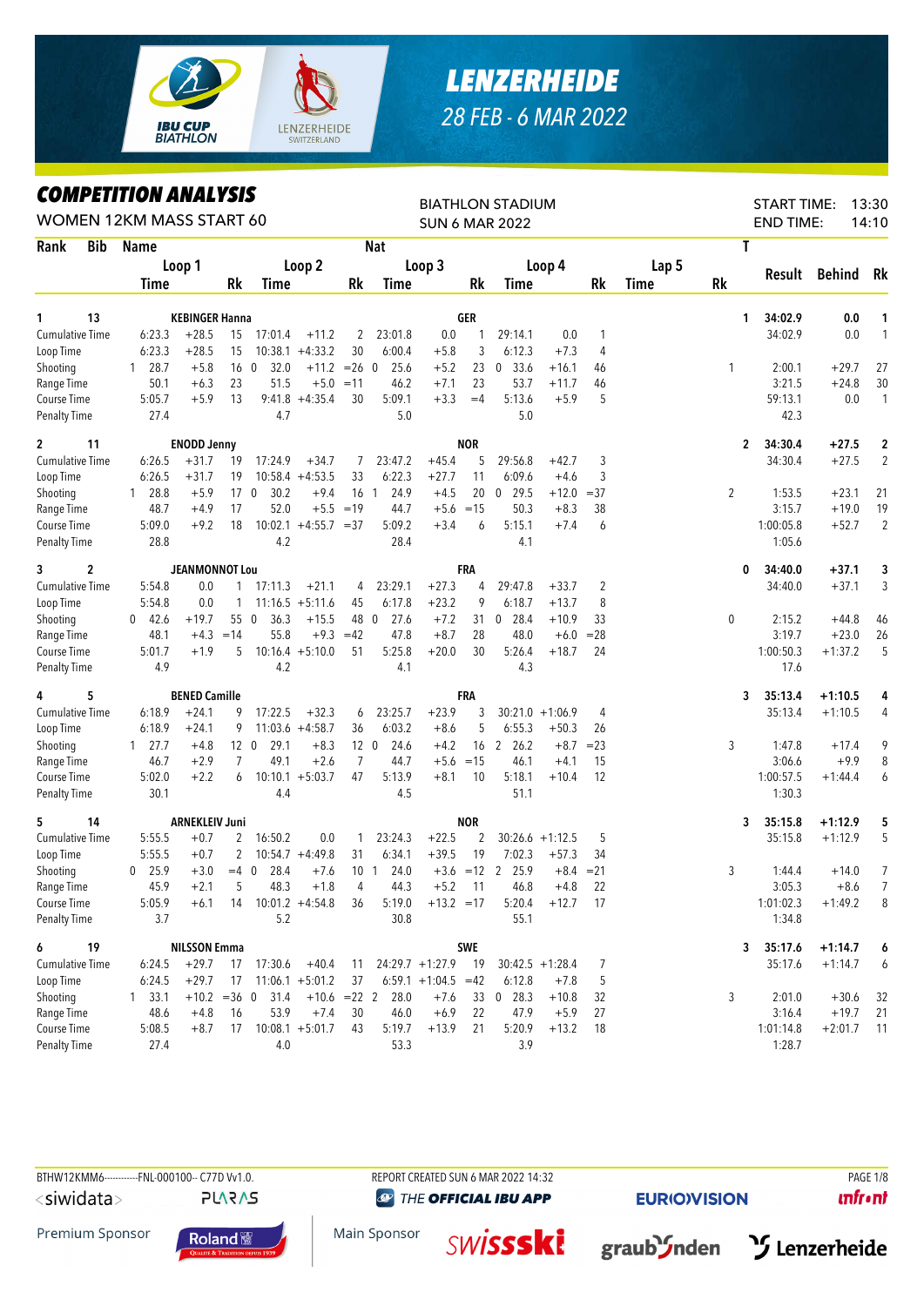# LENZERHEIDE

28 FEB - 6 MAR 2022

## COMPETITION ANALYSIS

WOMEN 12KM MASS START 60

BIATHLON STADIUM
SUN 6 MAR 2022

START TIME: 13:30
END TIME: 14:10

| Rank | Bib | Name | | | Nat | | | | | | | | | | | T | Result | Behind | Rk |
|---|---|---|---|---|---|---|---|---|---|---|---|---|---|---|---|---|---|---|---|
| | | Loop 1 | | | Loop 2 | | | Loop 3 | | | Loop 4 | | | Lap 5 | | | | | |
| | | Time | | Rk | Time | | Rk | Time | | Rk | Time | | Rk | Time | Rk | | | | |
| 1 | 13 | KEBINGER Hanna | | | | | | GER | | | | | | | | 1 | 34:02.9 | 0.0 | 1 |
| Cumulative Time | | 6:23.3 | +28.5 | 15 | 17:01.4 | +11.2 | 2 | 23:01.8 | 0.0 | 1 | 29:14.1 | 0.0 | 1 | | | | 34:02.9 | 0.0 | 1 |
| Loop Time | | 6:23.3 | +28.5 | 15 | 10:38.1 | +4:33.2 | 30 | 6:00.4 | +5.8 | 3 | 6:12.3 | +7.3 | 4 | | | | | | |
| Shooting | | 1 28.7 | +5.8 | 16 | 0 32.0 | +11.2 | =26 | 0 25.6 | +5.2 | 23 | 0 33.6 | +16.1 | 46 | | | 1 | 2:00.1 | +29.7 | 27 |
| Range Time | | 50.1 | +6.3 | 23 | 51.5 | +5.0 | =11 | 46.2 | +7.1 | 23 | 53.7 | +11.7 | 46 | | | | 3:21.5 | +24.8 | 30 |
| Course Time | | 5:05.7 | +5.9 | 13 | 9:41.8 | +4:35.4 | 30 | 5:09.1 | +3.3 | =4 | 5:13.6 | +5.9 | 5 | | | | 59:13.1 | 0.0 | 1 |
| Penalty Time | | 27.4 | | | 4.7 | | | 5.0 | | | 5.0 | | | | | | 42.3 | | |
| 2 | 11 | ENODD Jenny | | | | | | NOR | | | | | | | | 2 | 34:30.4 | +27.5 | 2 |
| Cumulative Time | | 6:26.5 | +31.7 | 19 | 17:24.9 | +34.7 | 7 | 23:47.2 | +45.4 | 5 | 29:56.8 | +42.7 | 3 | | | | 34:30.4 | +27.5 | 2 |
| Loop Time | | 6:26.5 | +31.7 | 19 | 10:58.4 | +4:53.5 | 33 | 6:22.3 | +27.7 | 11 | 6:09.6 | +4.6 | 3 | | | | | | |
| Shooting | | 1 28.8 | +5.9 | 17 | 0 30.2 | +9.4 | 16 | 1 24.9 | +4.5 | 20 | 0 29.5 | +12.0 | =37 | | | 2 | 1:53.5 | +23.1 | 21 |
| Range Time | | 48.7 | +4.9 | 17 | 52.0 | +5.5 | =19 | 44.7 | +5.6 | =15 | 50.3 | +8.3 | 38 | | | | 3:15.7 | +19.0 | 19 |
| Course Time | | 5:09.0 | +9.2 | 18 | 10:02.1 | +4:55.7 | =37 | 5:09.2 | +3.4 | 6 | 5:15.1 | +7.4 | 6 | | | | 1:00:05.8 | +52.7 | 2 |
| Penalty Time | | 28.8 | | | 4.2 | | | 28.4 | | | 4.1 | | | | | | 1:05.6 | | |
| 3 | 2 | JEANMONNOT Lou | | | | | | FRA | | | | | | | | 0 | 34:40.0 | +37.1 | 3 |
| Cumulative Time | | 5:54.8 | 0.0 | 1 | 17:11.3 | +21.1 | 4 | 23:29.1 | +27.3 | 4 | 29:47.8 | +33.7 | 2 | | | | 34:40.0 | +37.1 | 3 |
| Loop Time | | 5:54.8 | 0.0 | 1 | 11:16.5 | +5:11.6 | 45 | 6:17.8 | +23.2 | 9 | 6:18.7 | +13.7 | 8 | | | | | | |
| Shooting | | 0 42.6 | +19.7 | 55 | 0 36.3 | +15.5 | 48 | 0 27.6 | +7.2 | 31 | 0 28.4 | +10.9 | 33 | | | 0 | 2:15.2 | +44.8 | 46 |
| Range Time | | 48.1 | +4.3 | =14 | 55.8 | +9.3 | =42 | 47.8 | +8.7 | 28 | 48.0 | +6.0 | =28 | | | | 3:19.7 | +23.0 | 26 |
| Course Time | | 5:01.7 | +1.9 | 5 | 10:16.4 | +5:10.0 | 51 | 5:25.8 | +20.0 | 30 | 5:26.4 | +18.7 | 24 | | | | 1:00:50.3 | +1:37.2 | 5 |
| Penalty Time | | 4.9 | | | 4.2 | | | 4.1 | | | 4.3 | | | | | | 17.6 | | |
| 4 | 5 | BENED Camille | | | | | | FRA | | | | | | | | 3 | 35:13.4 | +1:10.5 | 4 |
| Cumulative Time | | 6:18.9 | +24.1 | 9 | 17:22.5 | +32.3 | 6 | 23:25.7 | +23.9 | 3 | 30:21.0 | +1:06.9 | 4 | | | | 35:13.4 | +1:10.5 | 4 |
| Loop Time | | 6:18.9 | +24.1 | 9 | 11:03.6 | +4:58.7 | 36 | 6:03.2 | +8.6 | 5 | 6:55.3 | +50.3 | 26 | | | | | | |
| Shooting | | 1 27.7 | +4.8 | 12 | 0 29.1 | +8.3 | 12 | 0 24.6 | +4.2 | 16 | 2 26.2 | +8.7 | =23 | | | 3 | 1:47.8 | +17.4 | 9 |
| Range Time | | 46.7 | +2.9 | 7 | 49.1 | +2.6 | 7 | 44.7 | +5.6 | =15 | 46.1 | +4.1 | 15 | | | | 3:06.6 | +9.9 | 8 |
| Course Time | | 5:02.0 | +2.2 | 6 | 10:10.1 | +5:03.7 | 47 | 5:13.9 | +8.1 | 10 | 5:18.1 | +10.4 | 12 | | | | 1:00:57.5 | +1:44.4 | 6 |
| Penalty Time | | 30.1 | | | 4.4 | | | 4.5 | | | 51.1 | | | | | | 1:30.3 | | |
| 5 | 14 | ARNEKLEIV Juni | | | | | | NOR | | | | | | | | 3 | 35:15.8 | +1:12.9 | 5 |
| Cumulative Time | | 5:55.5 | +0.7 | 2 | 16:50.2 | 0.0 | 1 | 23:24.3 | +22.5 | 2 | 30:26.6 | +1:12.5 | 5 | | | | 35:15.8 | +1:12.9 | 5 |
| Loop Time | | 5:55.5 | +0.7 | 2 | 10:54.7 | +4:49.8 | 31 | 6:34.1 | +39.5 | 19 | 7:02.3 | +57.3 | 34 | | | | | | |
| Shooting | | 0 25.9 | +3.0 | =4 | 0 28.4 | +7.6 | 10 | 1 24.0 | +3.6 | =12 | 2 25.9 | +8.4 | =21 | | | 3 | 1:44.4 | +14.0 | 7 |
| Range Time | | 45.9 | +2.1 | 5 | 48.3 | +1.8 | 4 | 44.3 | +5.2 | 11 | 46.8 | +4.8 | 22 | | | | 3:05.3 | +8.6 | 7 |
| Course Time | | 5:05.9 | +6.1 | 14 | 10:01.2 | +4:54.8 | 36 | 5:19.0 | +13.2 | =17 | 5:20.4 | +12.7 | 17 | | | | 1:01:02.3 | +1:49.2 | 8 |
| Penalty Time | | 3.7 | | | 5.2 | | | 30.8 | | | 55.1 | | | | | | 1:34.8 | | |
| 6 | 19 | NILSSON Emma | | | | | | SWE | | | | | | | | 3 | 35:17.6 | +1:14.7 | 6 |
| Cumulative Time | | 6:24.5 | +29.7 | 17 | 17:30.6 | +40.4 | 11 | 24:29.7 | +1:27.9 | 19 | 30:42.5 | +1:28.4 | 7 | | | | 35:17.6 | +1:14.7 | 6 |
| Loop Time | | 6:24.5 | +29.7 | 17 | 11:06.1 | +5:01.2 | 37 | 6:59.1 | +1:04.5 | =42 | 6:12.8 | +7.8 | 5 | | | | | | |
| Shooting | | 1 33.1 | +10.2 | =36 | 0 31.4 | +10.6 | =22 | 2 28.0 | +7.6 | 33 | 0 28.3 | +10.8 | 32 | | | 3 | 2:01.0 | +30.6 | 32 |
| Range Time | | 48.6 | +4.8 | 16 | 53.9 | +7.4 | 30 | 46.0 | +6.9 | 22 | 47.9 | +5.9 | 27 | | | | 3:16.4 | +19.7 | 21 |
| Course Time | | 5:08.5 | +8.7 | 17 | 10:08.1 | +5:01.7 | 43 | 5:19.7 | +13.9 | 21 | 5:20.9 | +13.2 | 18 | | | | 1:01:14.8 | +2:01.7 | 11 |
| Penalty Time | | 27.4 | | | 4.0 | | | 53.3 | | | 3.9 | | | | | | 1:28.7 | | |

BTHW12KMM6------------FNL-000100-- C77D Vv1.0. REPORT CREATED SUN 6 MAR 2022 14:32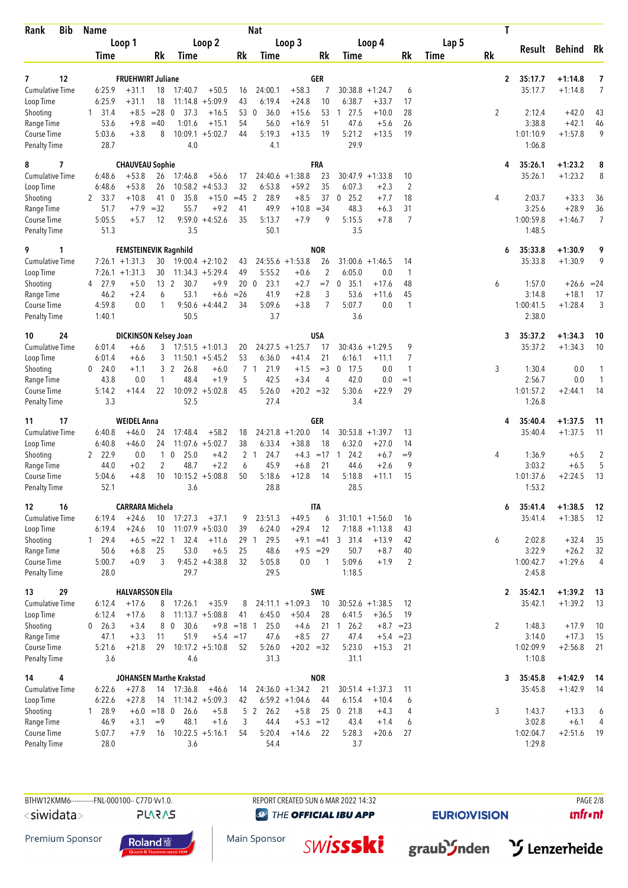| Rank | Bib | Name | | | | | | Nat | | | | | | | | | T | Result | Behind | Rk |
|---|---|---|---|---|---|---|---|---|---|---|---|---|---|---|---|---|---|---|---|---|
| | | Loop 1 | | | Loop 2 | | | Loop 3 | | | Loop 4 | | | Lap 5 | | | | | | |
| | | Time | | Rk | Time | | Rk | Time | | Rk | Time | | Rk | Time | | Rk | | | | |
| 7 | 12 | FRUEHWIRT Juliane | | | | | | GER | | | | | | | | | 2 | 35:17.7 | +1:14.8 | 7 |
| Cumulative Time | | 6:25.9 | +31.1 | 18 | 17:40.7 | +50.5 | 16 | 24:00.1 | +58.3 | 7 | 30:38.8 | +1:24.7 | 6 | | | | | 35:17.7 | +1:14.8 | 7 |
| Loop Time | | 6:25.9 | +31.1 | 18 | 11:14.8 | +5:09.9 | 43 | 6:19.4 | +24.8 | 10 | 6:38.7 | +33.7 | 17 | | | | | | | |
| Shooting | | 1  31.4 | +8.5 | =28 | 0  37.3 | +16.5 | 53 | 0  36.0 | +15.6 | 53 | 1  27.5 | +10.0 | 28 | | | | 2 | 2:12.4 | +42.0 | 43 |
| Range Time | | 53.6 | +9.8 | =40 | 1:01.6 | +15.1 | 54 | 56.0 | +16.9 | 51 | 47.6 | +5.6 | 26 | | | | | 3:38.8 | +42.1 | 46 |
| Course Time | | 5:03.6 | +3.8 | 8 | 10:09.1 | +5:02.7 | 44 | 5:19.3 | +13.5 | 19 | 5:21.2 | +13.5 | 19 | | | | | 1:01:10.9 | +1:57.8 | 9 |
| Penalty Time | | 28.7 | | | 4.0 | | | 4.1 | | | 29.9 | | | | | | | 1:06.8 | | |
| 8 | 7 | CHAUVEAU Sophie | | | | | | FRA | | | | | | | | | 4 | 35:26.1 | +1:23.2 | 8 |
| Cumulative Time | | 6:48.6 | +53.8 | 26 | 17:46.8 | +56.6 | 17 | 24:40.6 | +1:38.8 | 23 | 30:47.9 | +1:33.8 | 10 | | | | | 35:26.1 | +1:23.2 | 8 |
| Loop Time | | 6:48.6 | +53.8 | 26 | 10:58.2 | +4:53.3 | 32 | 6:53.8 | +59.2 | 35 | 6:07.3 | +2.3 | 2 | | | | | | | |
| Shooting | | 2  33.7 | +10.8 | 41 | 0  35.8 | +15.0 | =45 | 2  28.9 | +8.5 | 37 | 0  25.2 | +7.7 | 18 | | | | 4 | 2:03.7 | +33.3 | 36 |
| Range Time | | 51.7 | +7.9 | =32 | 55.7 | +9.2 | 41 | 49.9 | +10.8 | =34 | 48.3 | +6.3 | 31 | | | | | 3:25.6 | +28.9 | 36 |
| Course Time | | 5:05.5 | +5.7 | 12 | 9:59.0 | +4:52.6 | 35 | 5:13.7 | +7.9 | 9 | 5:15.5 | +7.8 | 7 | | | | | 1:00:59.8 | +1:46.7 | 7 |
| Penalty Time | | 51.3 | | | 3.5 | | | 50.1 | | | 3.5 | | | | | | | 1:48.5 | | |
| 9 | 1 | FEMSTEINEVIK Ragnhild | | | | | | NOR | | | | | | | | | 6 | 35:33.8 | +1:30.9 | 9 |
| Cumulative Time | | 7:26.1 | +1:31.3 | 30 | 19:00.4 | +2:10.2 | 43 | 24:55.6 | +1:53.8 | 26 | 31:00.6 | +1:46.5 | 14 | | | | | 35:33.8 | +1:30.9 | 9 |
| Loop Time | | 7:26.1 | +1:31.3 | 30 | 11:34.3 | +5:29.4 | 49 | 5:55.2 | +0.6 | 2 | 6:05.0 | 0.0 | 1 | | | | | | | |
| Shooting | | 4  27.9 | +5.0 | 13 | 2  30.7 | +9.9 | 20 | 0  23.1 | +2.7 | =7 | 0  35.1 | +17.6 | 48 | | | | 6 | 1:57.0 | +26.6 | =24 |
| Range Time | | 46.2 | +2.4 | 6 | 53.1 | +6.6 | =26 | 41.9 | +2.8 | 3 | 53.6 | +11.6 | 45 | | | | | 3:14.8 | +18.1 | 17 |
| Course Time | | 4:59.8 | 0.0 | 1 | 9:50.6 | +4:44.2 | 34 | 5:09.6 | +3.8 | 7 | 5:07.7 | 0.0 | 1 | | | | | 1:00:41.5 | +1:28.4 | 3 |
| Penalty Time | | 1:40.1 | | | 50.5 | | | 3.7 | | | 3.6 | | | | | | | 2:38.0 | | |
| 10 | 24 | DICKINSON Kelsey Joan | | | | | | USA | | | | | | | | | 3 | 35:37.2 | +1:34.3 | 10 |
| Cumulative Time | | 6:01.4 | +6.6 | 3 | 17:51.5 | +1:01.3 | 20 | 24:27.5 | +1:25.7 | 17 | 30:43.6 | +1:29.5 | 9 | | | | | 35:37.2 | +1:34.3 | 10 |
| Loop Time | | 6:01.4 | +6.6 | 3 | 11:50.1 | +5:45.2 | 53 | 6:36.0 | +41.4 | 21 | 6:16.1 | +11.1 | 7 | | | | | | | |
| Shooting | | 0  24.0 | +1.1 | 3 | 2  26.8 | +6.0 | 7 | 1  21.9 | +1.5 | =3 | 0  17.5 | 0.0 | 1 | | | | 3 | 1:30.4 | 0.0 | 1 |
| Range Time | | 43.8 | 0.0 | 1 | 48.4 | +1.9 | 5 | 42.5 | +3.4 | 4 | 42.0 | 0.0 | =1 | | | | | 2:56.7 | 0.0 | 1 |
| Course Time | | 5:14.2 | +14.4 | 22 | 10:09.2 | +5:02.8 | 45 | 5:26.0 | +20.2 | =32 | 5:30.6 | +22.9 | 29 | | | | | 1:01:57.2 | +2:44.1 | 14 |
| Penalty Time | | 3.3 | | | 52.5 | | | 27.4 | | | 3.4 | | | | | | | 1:26.8 | | |
| 11 | 17 | WEIDEL Anna | | | | | | GER | | | | | | | | | 4 | 35:40.4 | +1:37.5 | 11 |
| Cumulative Time | | 6:40.8 | +46.0 | 24 | 17:48.4 | +58.2 | 18 | 24:21.8 | +1:20.0 | 14 | 30:53.8 | +1:39.7 | 13 | | | | | 35:40.4 | +1:37.5 | 11 |
| Loop Time | | 6:40.8 | +46.0 | 24 | 11:07.6 | +5:02.7 | 38 | 6:33.4 | +38.8 | 18 | 6:32.0 | +27.0 | 14 | | | | | | | |
| Shooting | | 2  22.9 | 0.0 | 1 | 0  25.0 | +4.2 | 2 | 1  24.7 | +4.3 | =17 | 1  24.2 | +6.7 | =9 | | | | 4 | 1:36.9 | +6.5 | 2 |
| Range Time | | 44.0 | +0.2 | 2 | 48.7 | +2.2 | 6 | 45.9 | +6.8 | 21 | 44.6 | +2.6 | 9 | | | | | 3:03.2 | +6.5 | 5 |
| Course Time | | 5:04.6 | +4.8 | 10 | 10:15.2 | +5:08.8 | 50 | 5:18.6 | +12.8 | 14 | 5:18.8 | +11.1 | 15 | | | | | 1:01:37.6 | +2:24.5 | 13 |
| Penalty Time | | 52.1 | | | 3.6 | | | 28.8 | | | 28.5 | | | | | | | 1:53.2 | | |
| 12 | 16 | CARRARA Michela | | | | | | ITA | | | | | | | | | 6 | 35:41.4 | +1:38.5 | 12 |
| Cumulative Time | | 6:19.4 | +24.6 | 10 | 17:27.3 | +37.1 | 9 | 23:51.3 | +49.5 | 6 | 31:10.1 | +1:56.0 | 16 | | | | | 35:41.4 | +1:38.5 | 12 |
| Loop Time | | 6:19.4 | +24.6 | 10 | 11:07.9 | +5:03.0 | 39 | 6:24.0 | +29.4 | 12 | 7:18.8 | +1:13.8 | 43 | | | | | | | |
| Shooting | | 1  29.4 | +6.5 | =22 | 1  32.4 | +11.6 | 29 | 1  29.5 | +9.1 | =41 | 3  31.4 | +13.9 | 42 | | | | 6 | 2:02.8 | +32.4 | 35 |
| Range Time | | 50.6 | +6.8 | 25 | 53.0 | +6.5 | 25 | 48.6 | +9.5 | =29 | 50.7 | +8.7 | 40 | | | | | 3:22.9 | +26.2 | 32 |
| Course Time | | 5:00.7 | +0.9 | 3 | 9:45.2 | +4:38.8 | 32 | 5:05.8 | 0.0 | 1 | 5:09.6 | +1.9 | 2 | | | | | 1:00:42.7 | +1:29.6 | 4 |
| Penalty Time | | 28.0 | | | 29.7 | | | 29.5 | | | 1:18.5 | | | | | | | 2:45.8 | | |
| 13 | 29 | HALVARSSON Ella | | | | | | SWE | | | | | | | | | 2 | 35:42.1 | +1:39.2 | 13 |
| Cumulative Time | | 6:12.4 | +17.6 | 8 | 17:26.1 | +35.9 | 8 | 24:11.1 | +1:09.3 | 10 | 30:52.6 | +1:38.5 | 12 | | | | | 35:42.1 | +1:39.2 | 13 |
| Loop Time | | 6:12.4 | +17.6 | 8 | 11:13.7 | +5:08.8 | 41 | 6:45.0 | +50.4 | 28 | 6:41.5 | +36.5 | 19 | | | | | | | |
| Shooting | | 0  26.3 | +3.4 | 8 | 0  30.6 | +9.8 | =18 | 1  25.0 | +4.6 | 21 | 1  26.2 | +8.7 | =23 | | | | 2 | 1:48.3 | +17.9 | 10 |
| Range Time | | 47.1 | +3.3 | 11 | 51.9 | +5.4 | =17 | 47.6 | +8.5 | 27 | 47.4 | +5.4 | =23 | | | | | 3:14.0 | +17.3 | 15 |
| Course Time | | 5:21.6 | +21.8 | 29 | 10:17.2 | +5:10.8 | 52 | 5:26.0 | +20.2 | =32 | 5:23.0 | +15.3 | 21 | | | | | 1:02:09.9 | +2:56.8 | 21 |
| Penalty Time | | 3.6 | | | 4.6 | | | 31.3 | | | 31.1 | | | | | | | 1:10.8 | | |
| 14 | 4 | JOHANSEN Marthe Krakstad | | | | | | NOR | | | | | | | | | 3 | 35:45.8 | +1:42.9 | 14 |
| Cumulative Time | | 6:22.6 | +27.8 | 14 | 17:36.8 | +46.6 | 14 | 24:36.0 | +1:34.2 | 21 | 30:51.4 | +1:37.3 | 11 | | | | | 35:45.8 | +1:42.9 | 14 |
| Loop Time | | 6:22.6 | +27.8 | 14 | 11:14.2 | +5:09.3 | 42 | 6:59.2 | +1:04.6 | 44 | 6:15.4 | +10.4 | 6 | | | | | | | |
| Shooting | | 1  28.9 | +6.0 | =18 | 0  26.6 | +5.8 | 5 | 2  26.2 | +5.8 | 25 | 0  21.8 | +4.3 | 4 | | | | 3 | 1:43.7 | +13.3 | 6 |
| Range Time | | 46.9 | +3.1 | =9 | 48.1 | +1.6 | 3 | 44.4 | +5.3 | =12 | 43.4 | +1.4 | 6 | | | | | 3:02.8 | +6.1 | 4 |
| Course Time | | 5:07.7 | +7.9 | 16 | 10:22.5 | +5:16.1 | 54 | 5:20.4 | +14.6 | 22 | 5:28.3 | +20.6 | 27 | | | | | 1:02:04.7 | +2:51.6 | 19 |
| Penalty Time | | 28.0 | | | 3.6 | | | 54.4 | | | 3.7 | | | | | | | 1:29.8 | | |

BTHW12KMM6-----------FNL-000100-- C77D Vv1.0.    REPORT CREATED SUN 6 MAR 2022 14:32

Premium Sponsor    Main Sponsor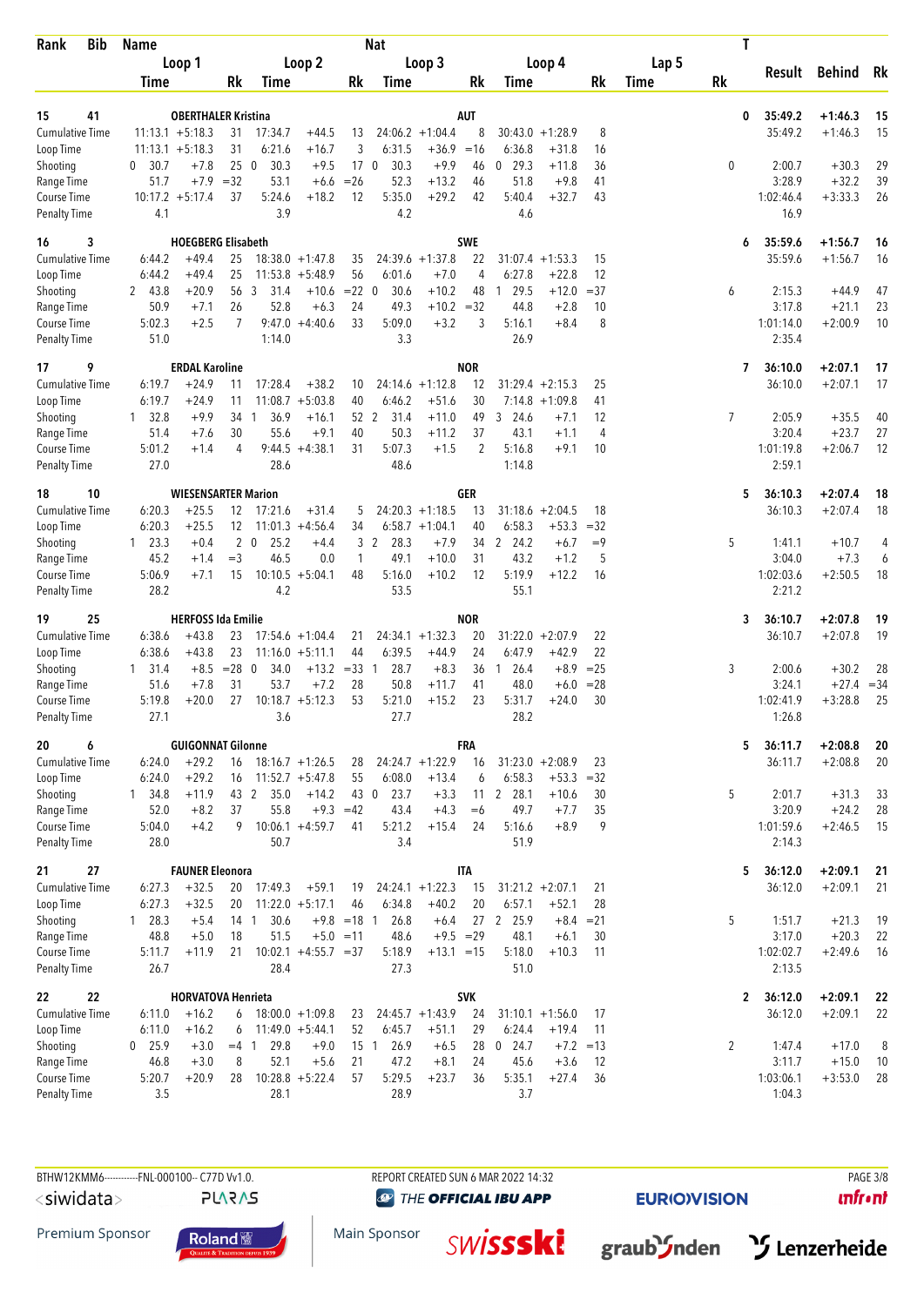| Rank | Bib | Name | | | | | | Nat | | | | | | | | | | T | Result | Behind | Rk |
|---|---|---|---|---|---|---|---|---|---|---|---|---|---|---|---|---|---|---|---|---|---|
| | | Loop 1 | | | Loop 2 | | | Loop 3 | | | Loop 4 | | | Lap 5 | | | | | | | |
| | | Time | | Rk | Time | | Rk | Time | | Rk | Time | | Rk | Time | | Rk | | | | | |
| 15 | 41 | OBERTHALER Kristina | | | | | | AUT | | | | | | | | | | 0 | 35:49.2 | +1:46.3 | 15 |
| Cumulative Time | | 11:13.1 | +5:18.3 | 31 | 17:34.7 | +44.5 | 13 | 24:06.2 | +1:04.4 | 8 | 30:43.0 | +1:28.9 | 8 | | | | | | 35:49.2 | +1:46.3 | 15 |
| Loop Time | | 11:13.1 | +5:18.3 | 31 | 6:21.6 | +16.7 | 3 | 6:31.5 | +36.9 | =16 | 6:36.8 | +31.8 | 16 | | | | | | | | |
| Shooting | | 0 30.7 | +7.8 | 25 | 0 30.3 | +9.5 | 17 | 0 30.3 | +9.9 | 46 | 0 29.3 | +11.8 | 36 | | | | | 0 | 2:00.7 | +30.3 | 29 |
| Range Time | | 51.7 | +7.9 | =32 | 53.1 | +6.6 | =26 | 52.3 | +13.2 | 46 | 51.8 | +9.8 | 41 | | | | | | 3:28.9 | +32.2 | 39 |
| Course Time | | 10:17.2 | +5:17.4 | 37 | 5:24.6 | +18.2 | 12 | 5:35.0 | +29.2 | 42 | 5:40.4 | +32.7 | 43 | | | | | | 1:02:46.4 | +3:33.3 | 26 |
| Penalty Time | | 4.1 | | | 3.9 | | | 4.2 | | | 4.6 | | | | | | | | 16.9 | | |
| 16 | 3 | HOEGBERG Elisabeth | | | | | | SWE | | | | | | | | | | 6 | 35:59.6 | +1:56.7 | 16 |
| Cumulative Time | | 6:44.2 | +49.4 | 25 | 18:38.0 | +1:47.8 | 35 | 24:39.6 | +1:37.8 | 22 | 31:07.4 | +1:53.3 | 15 | | | | | | 35:59.6 | +1:56.7 | 16 |
| Loop Time | | 6:44.2 | +49.4 | 25 | 11:53.8 | +5:48.9 | 56 | 6:01.6 | +7.0 | 4 | 6:27.8 | +22.8 | 12 | | | | | | | | |
| Shooting | | 2 43.8 | +20.9 | 56 | 3 31.4 | +10.6 | =22 | 0 30.6 | +10.2 | 48 | 1 29.5 | +12.0 | =37 | | | | | 6 | 2:15.3 | +44.9 | 47 |
| Range Time | | 50.9 | +7.1 | 26 | 52.8 | +6.3 | 24 | 49.3 | +10.2 | =32 | 44.8 | +2.8 | 10 | | | | | | 3:17.8 | +21.1 | 23 |
| Course Time | | 5:02.3 | +2.5 | 7 | 9:47.0 | +4:40.6 | 33 | 5:09.0 | +3.2 | 3 | 5:16.1 | +8.4 | 8 | | | | | | 1:01:14.0 | +2:00.9 | 10 |
| Penalty Time | | 51.0 | | | 1:14.0 | | | 3.3 | | | 26.9 | | | | | | | | 2:35.4 | | |
| 17 | 9 | ERDAL Karoline | | | | | | NOR | | | | | | | | | | 7 | 36:10.0 | +2:07.1 | 17 |
| Cumulative Time | | 6:19.7 | +24.9 | 11 | 17:28.4 | +38.2 | 10 | 24:14.6 | +1:12.8 | 12 | 31:29.4 | +2:15.3 | 25 | | | | | | 36:10.0 | +2:07.1 | 17 |
| Loop Time | | 6:19.7 | +24.9 | 11 | 11:08.7 | +5:03.8 | 40 | 6:46.2 | +51.6 | 30 | 7:14.8 | +1:09.8 | 41 | | | | | | | | |
| Shooting | | 1 32.8 | +9.9 | 34 | 1 36.9 | +16.1 | 52 | 2 31.4 | +11.0 | 49 | 3 24.6 | +7.1 | 12 | | | | | 7 | 2:05.9 | +35.5 | 40 |
| Range Time | | 51.4 | +7.6 | 30 | 55.6 | +9.1 | 40 | 50.3 | +11.2 | 37 | 43.1 | +1.1 | 4 | | | | | | 3:20.4 | +23.7 | 27 |
| Course Time | | 5:01.2 | +1.4 | 4 | 9:44.5 | +4:38.1 | 31 | 5:07.3 | +1.5 | 2 | 5:16.8 | +9.1 | 10 | | | | | | 1:01:19.8 | +2:06.7 | 12 |
| Penalty Time | | 27.0 | | | 28.6 | | | 48.6 | | | 1:14.8 | | | | | | | | 2:59.1 | | |
| 18 | 10 | WIESENSARTER Marion | | | | | | GER | | | | | | | | | | 5 | 36:10.3 | +2:07.4 | 18 |
| Cumulative Time | | 6:20.3 | +25.5 | 12 | 17:21.6 | +31.4 | 5 | 24:20.3 | +1:18.5 | 13 | 31:18.6 | +2:04.5 | 18 | | | | | | 36:10.3 | +2:07.4 | 18 |
| Loop Time | | 6:20.3 | +25.5 | 12 | 11:01.3 | +4:56.4 | 34 | 6:58.7 | +1:04.1 | 40 | 6:58.3 | +53.3 | =32 | | | | | | | | |
| Shooting | | 1 23.3 | +0.4 | 2 | 0 25.2 | +4.4 | 3 | 2 28.3 | +7.9 | 34 | 2 24.2 | +6.7 | =9 | | | | | 5 | 1:41.1 | +10.7 | 4 |
| Range Time | | 45.2 | +1.4 | =3 | 46.5 | 0.0 | 1 | 49.1 | +10.0 | 31 | 43.2 | +1.2 | 5 | | | | | | 3:04.0 | +7.3 | 6 |
| Course Time | | 5:06.9 | +7.1 | 15 | 10:10.5 | +5:04.1 | 48 | 5:16.0 | +10.2 | 12 | 5:19.9 | +12.2 | 16 | | | | | | 1:02:03.6 | +2:50.5 | 18 |
| Penalty Time | | 28.2 | | | 4.2 | | | 53.5 | | | 55.1 | | | | | | | | 2:21.2 | | |
| 19 | 25 | HERFOSS Ida Emilie | | | | | | NOR | | | | | | | | | | 3 | 36:10.7 | +2:07.8 | 19 |
| Cumulative Time | | 6:38.6 | +43.8 | 23 | 17:54.6 | +1:04.4 | 21 | 24:34.1 | +1:32.3 | 20 | 31:22.0 | +2:07.9 | 22 | | | | | | 36:10.7 | +2:07.8 | 19 |
| Loop Time | | 6:38.6 | +43.8 | 23 | 11:16.0 | +5:11.1 | 44 | 6:39.5 | +44.9 | 24 | 6:47.9 | +42.9 | 22 | | | | | | | | |
| Shooting | | 1 31.4 | +8.5 | =28 | 0 34.0 | +13.2 | =33 | 1 28.7 | +8.3 | 36 | 1 26.4 | +8.9 | =25 | | | | | 3 | 2:00.6 | +30.2 | 28 |
| Range Time | | 51.6 | +7.8 | 31 | 53.7 | +7.2 | 28 | 50.8 | +11.7 | 41 | 48.0 | +6.0 | =28 | | | | | | 3:24.1 | +27.4 | =34 |
| Course Time | | 5:19.8 | +20.0 | 27 | 10:18.7 | +5:12.3 | 53 | 5:21.0 | +15.2 | 23 | 5:31.7 | +24.0 | 30 | | | | | | 1:02:41.9 | +3:28.8 | 25 |
| Penalty Time | | 27.1 | | | 3.6 | | | 27.7 | | | 28.2 | | | | | | | | 1:26.8 | | |
| 20 | 6 | GUIGONNAT Gilonne | | | | | | FRA | | | | | | | | | | 5 | 36:11.7 | +2:08.8 | 20 |
| Cumulative Time | | 6:24.0 | +29.2 | 16 | 18:16.7 | +1:26.5 | 28 | 24:24.7 | +1:22.9 | 16 | 31:23.0 | +2:08.9 | 23 | | | | | | 36:11.7 | +2:08.8 | 20 |
| Loop Time | | 6:24.0 | +29.2 | 16 | 11:52.7 | +5:47.8 | 55 | 6:08.0 | +13.4 | 6 | 6:58.3 | +53.3 | =32 | | | | | | | | |
| Shooting | | 1 34.8 | +11.9 | 43 | 2 35.0 | +14.2 | 43 | 0 23.7 | +3.3 | 11 | 2 28.1 | +10.6 | 30 | | | | | 5 | 2:01.7 | +31.3 | 33 |
| Range Time | | 52.0 | +8.2 | 37 | 55.8 | +9.3 | =42 | 43.4 | +4.3 | =6 | 49.7 | +7.7 | 35 | | | | | | 3:20.9 | +24.2 | 28 |
| Course Time | | 5:04.0 | +4.2 | 9 | 10:06.1 | +4:59.7 | 41 | 5:21.2 | +15.4 | 24 | 5:16.6 | +8.9 | 9 | | | | | | 1:01:59.6 | +2:46.5 | 15 |
| Penalty Time | | 28.0 | | | 50.7 | | | 3.4 | | | 51.9 | | | | | | | | 2:14.3 | | |
| 21 | 27 | FAUNER Eleonora | | | | | | ITA | | | | | | | | | | 5 | 36:12.0 | +2:09.1 | 21 |
| Cumulative Time | | 6:27.3 | +32.5 | 20 | 17:49.3 | +59.1 | 19 | 24:24.1 | +1:22.3 | 15 | 31:21.2 | +2:07.1 | 21 | | | | | | 36:12.0 | +2:09.1 | 21 |
| Loop Time | | 6:27.3 | +32.5 | 20 | 11:22.0 | +5:17.1 | 46 | 6:34.8 | +40.2 | 20 | 6:57.1 | +52.1 | 28 | | | | | | | | |
| Shooting | | 1 28.3 | +5.4 | 14 | 1 30.6 | +9.8 | =18 | 1 26.8 | +6.4 | 27 | 2 25.9 | +8.4 | =21 | | | | | 5 | 1:51.7 | +21.3 | 19 |
| Range Time | | 48.8 | +5.0 | 18 | 51.5 | +5.0 | =11 | 48.6 | +9.5 | =29 | 48.1 | +6.1 | 30 | | | | | | 3:17.0 | +20.3 | 22 |
| Course Time | | 5:11.7 | +11.9 | 21 | 10:02.1 | +4:55.7 | =37 | 5:18.9 | +13.1 | =15 | 5:18.0 | +10.3 | 11 | | | | | | 1:02:02.7 | +2:49.6 | 16 |
| Penalty Time | | 26.7 | | | 28.4 | | | 27.3 | | | 51.0 | | | | | | | | 2:13.5 | | |
| 22 | 22 | HORVATOVA Henrieta | | | | | | SVK | | | | | | | | | | 2 | 36:12.0 | +2:09.1 | 22 |
| Cumulative Time | | 6:11.0 | +16.2 | 6 | 18:00.0 | +1:09.8 | 23 | 24:45.7 | +1:43.9 | 24 | 31:10.1 | +1:56.0 | 17 | | | | | | 36:12.0 | +2:09.1 | 22 |
| Loop Time | | 6:11.0 | +16.2 | 6 | 11:49.0 | +5:44.1 | 52 | 6:45.7 | +51.1 | 29 | 6:24.4 | +19.4 | 11 | | | | | | | | |
| Shooting | | 0 25.9 | +3.0 | =4 | 1 29.8 | +9.0 | 15 | 1 26.9 | +6.5 | 28 | 0 24.7 | +7.2 | =13 | | | | | 2 | 1:47.4 | +17.0 | 8 |
| Range Time | | 46.8 | +3.0 | 8 | 52.1 | +5.6 | 21 | 47.2 | +8.1 | 24 | 45.6 | +3.6 | 12 | | | | | | 3:11.7 | +15.0 | 10 |
| Course Time | | 5:20.7 | +20.9 | 28 | 10:28.8 | +5:22.4 | 57 | 5:29.5 | +23.7 | 36 | 5:35.1 | +27.4 | 36 | | | | | | 1:03:06.1 | +3:53.0 | 28 |
| Penalty Time | | 3.5 | | | 28.1 | | | 28.9 | | | 3.7 | | | | | | | | 1:04.3 | | |

BTHW12KMM6-----------FNL-000100-- C77D Vv1.0. REPORT CREATED SUN 6 MAR 2022 14:32

Premium Sponsor Main Sponsor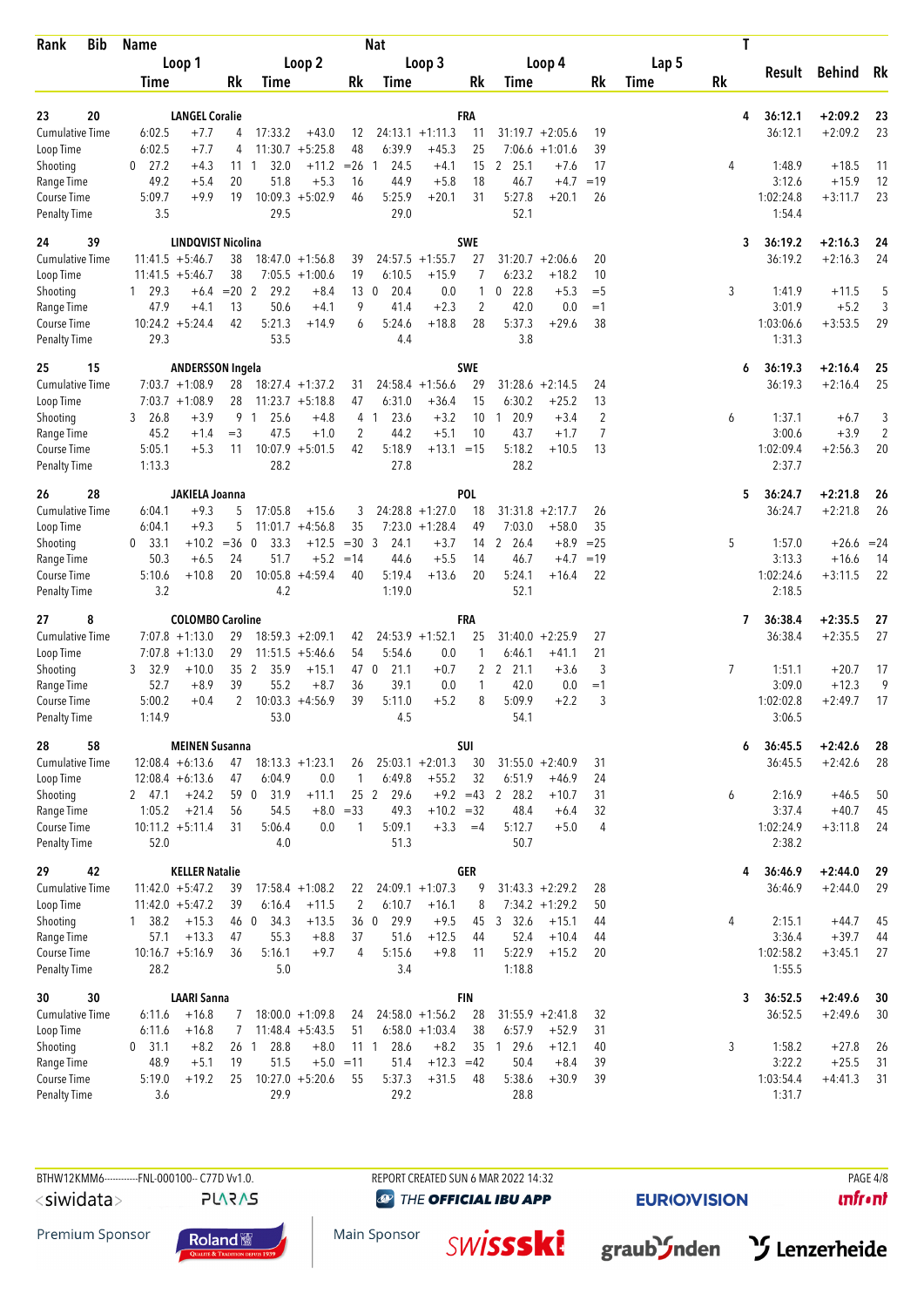| Rank | Bib | Name | | | | | | Nat | | | | | | | | T | Result | Behind | Rk |
|---|---|---|---|---|---|---|---|---|---|---|---|---|---|---|---|---|---|---|---|
| | | Loop 1 | | | Loop 2 | | | Loop 3 | | | Loop 4 | | | Lap 5 | | | | | |
| | | Time | | Rk | Time | | Rk | Time | | Rk | Time | | Rk | Time | Rk | | | | |
| **23** | **20** | **LANGEL Coralie** | | | | | | **FRA** | | | | | | | | **4** | **36:12.1** | **+2:09.2** | **23** |
| Cumulative Time | | 6:02.5 | +7.7 | 4 | 17:33.2 | +43.0 | 12 | 24:13.1 | +1:11.3 | 11 | 31:19.7 | +2:05.6 | 19 | | | | 36:12.1 | +2:09.2 | 23 |
| Loop Time | | 6:02.5 | +7.7 | 4 | 11:30.7 | +5:25.8 | 48 | 6:39.9 | +45.3 | 25 | 7:06.6 | +1:01.6 | 39 | | | | | | |
| Shooting | | 0 27.2 | +4.3 | 11 | 1 32.0 | +11.2 | =26 | 1 24.5 | +4.1 | 15 | 2 25.1 | +7.6 | 17 | | | 4 | 1:48.9 | +18.5 | 11 |
| Range Time | | 49.2 | +5.4 | 20 | 51.8 | +5.3 | 16 | 44.9 | +5.8 | 18 | 46.7 | +4.7 | =19 | | | | 3:12.6 | +15.9 | 12 |
| Course Time | | 5:09.7 | +9.9 | 19 | 10:09.3 | +5:02.9 | 46 | 5:25.9 | +20.1 | 31 | 5:27.8 | +20.1 | 26 | | | | 1:02:24.8 | +3:11.7 | 23 |
| Penalty Time | | 3.5 | | | 29.5 | | | 29.0 | | | 52.1 | | | | | | 1:54.4 | | |
| **24** | **39** | **LINDQVIST Nicolina** | | | | | | **SWE** | | | | | | | | **3** | **36:19.2** | **+2:16.3** | **24** |
| Cumulative Time | | 11:41.5 | +5:46.7 | 38 | 18:47.0 | +1:56.8 | 39 | 24:57.5 | +1:55.7 | 27 | 31:20.7 | +2:06.6 | 20 | | | | 36:19.2 | +2:16.3 | 24 |
| Loop Time | | 11:41.5 | +5:46.7 | 38 | 7:05.5 | +1:00.6 | 19 | 6:10.5 | +15.9 | 7 | 6:23.2 | +18.2 | 10 | | | | | | |
| Shooting | | 1 29.3 | +6.4 | =20 | 2 29.2 | +8.4 | 13 | 0 20.4 | 0.0 | 1 | 0 22.8 | +5.3 | =5 | | | 3 | 1:41.9 | +11.5 | 5 |
| Range Time | | 47.9 | +4.1 | 13 | 50.6 | +4.1 | 9 | 41.4 | +2.3 | 2 | 42.0 | 0.0 | =1 | | | | 3:01.9 | +5.2 | 3 |
| Course Time | | 10:24.2 | +5:24.4 | 42 | 5:21.3 | +14.9 | 6 | 5:24.6 | +18.8 | 28 | 5:37.3 | +29.6 | 38 | | | | 1:03:06.6 | +3:53.5 | 29 |
| Penalty Time | | 29.3 | | | 53.5 | | | 4.4 | | | 3.8 | | | | | | 1:31.3 | | |
| **25** | **15** | **ANDERSSON Ingela** | | | | | | **SWE** | | | | | | | | **6** | **36:19.3** | **+2:16.4** | **25** |
| Cumulative Time | | 7:03.7 | +1:08.9 | 28 | 18:27.4 | +1:37.2 | 31 | 24:58.4 | +1:56.6 | 29 | 31:28.6 | +2:14.5 | 24 | | | | 36:19.3 | +2:16.4 | 25 |
| Loop Time | | 7:03.7 | +1:08.9 | 28 | 11:23.7 | +5:18.8 | 47 | 6:31.0 | +36.4 | 15 | 6:30.2 | +25.2 | 13 | | | | | | |
| Shooting | | 3 26.8 | +3.9 | 9 | 1 25.6 | +4.8 | 4 | 1 23.6 | +3.2 | 10 | 1 20.9 | +3.4 | 2 | | | 6 | 1:37.1 | +6.7 | 3 |
| Range Time | | 45.2 | +1.4 | =3 | 47.5 | +1.0 | 2 | 44.2 | +5.1 | 10 | 43.7 | +1.7 | 7 | | | | 3:00.6 | +3.9 | 2 |
| Course Time | | 5:05.1 | +5.3 | 11 | 10:07.9 | +5:01.5 | 42 | 5:18.9 | +13.1 | =15 | 5:18.2 | +10.5 | 13 | | | | 1:02:09.4 | +2:56.3 | 20 |
| Penalty Time | | 1:13.3 | | | 28.2 | | | 27.8 | | | 28.2 | | | | | | 2:37.7 | | |
| **26** | **28** | **JAKIELA Joanna** | | | | | | **POL** | | | | | | | | **5** | **36:24.7** | **+2:21.8** | **26** |
| Cumulative Time | | 6:04.1 | +9.3 | 5 | 17:05.8 | +15.6 | 3 | 24:28.8 | +1:27.0 | 18 | 31:31.8 | +2:17.7 | 26 | | | | 36:24.7 | +2:21.8 | 26 |
| Loop Time | | 6:04.1 | +9.3 | 5 | 11:01.7 | +4:56.8 | 35 | 7:23.0 | +1:28.4 | 49 | 7:03.0 | +58.0 | 35 | | | | | | |
| Shooting | | 0 33.1 | +10.2 | =36 | 0 33.3 | +12.5 | =30 | 3 24.1 | +3.7 | 14 | 2 26.4 | +8.9 | =25 | | | 5 | 1:57.0 | +26.6 | =24 |
| Range Time | | 50.3 | +6.5 | 24 | 51.7 | +5.2 | =14 | 44.6 | +5.5 | 14 | 46.7 | +4.7 | =19 | | | | 3:13.3 | +16.6 | 14 |
| Course Time | | 5:10.6 | +10.8 | 20 | 10:05.8 | +4:59.4 | 40 | 5:19.4 | +13.6 | 20 | 5:24.1 | +16.4 | 22 | | | | 1:02:24.6 | +3:11.5 | 22 |
| Penalty Time | | 3.2 | | | 4.2 | | | 1:19.0 | | | 52.1 | | | | | | 2:18.5 | | |
| **27** | **8** | **COLOMBO Caroline** | | | | | | **FRA** | | | | | | | | **7** | **36:38.4** | **+2:35.5** | **27** |
| Cumulative Time | | 7:07.8 | +1:13.0 | 29 | 18:59.3 | +2:09.1 | 42 | 24:53.9 | +1:52.1 | 25 | 31:40.0 | +2:25.9 | 27 | | | | 36:38.4 | +2:35.5 | 27 |
| Loop Time | | 7:07.8 | +1:13.0 | 29 | 11:51.5 | +5:46.6 | 54 | 5:54.6 | 0.0 | 1 | 6:46.1 | +41.1 | 21 | | | | | | |
| Shooting | | 3 32.9 | +10.0 | 35 | 2 35.9 | +15.1 | 47 | 0 21.1 | +0.7 | 2 | 2 21.1 | +3.6 | 3 | | | 7 | 1:51.1 | +20.7 | 17 |
| Range Time | | 52.7 | +8.9 | 39 | 55.2 | +8.7 | 36 | 39.1 | 0.0 | 1 | 42.0 | 0.0 | =1 | | | | 3:09.0 | +12.3 | 9 |
| Course Time | | 5:00.2 | +0.4 | 2 | 10:03.3 | +4:56.9 | 39 | 5:11.0 | +5.2 | 8 | 5:09.9 | +2.2 | 3 | | | | 1:02:02.8 | +2:49.7 | 17 |
| Penalty Time | | 1:14.9 | | | 53.0 | | | 4.5 | | | 54.1 | | | | | | 3:06.5 | | |
| **28** | **58** | **MEINEN Susanna** | | | | | | **SUI** | | | | | | | | **6** | **36:45.5** | **+2:42.6** | **28** |
| Cumulative Time | | 12:08.4 | +6:13.6 | 47 | 18:13.3 | +1:23.1 | 26 | 25:03.1 | +2:01.3 | 30 | 31:55.0 | +2:40.9 | 31 | | | | 36:45.5 | +2:42.6 | 28 |
| Loop Time | | 12:08.4 | +6:13.6 | 47 | 6:04.9 | 0.0 | 1 | 6:49.8 | +55.2 | 32 | 6:51.9 | +46.9 | 24 | | | | | | |
| Shooting | | 2 47.1 | +24.2 | 59 | 0 31.9 | +11.1 | 25 | 2 29.6 | +9.2 | =43 | 2 28.2 | +10.7 | 31 | | | 6 | 2:16.9 | +46.5 | 50 |
| Range Time | | 1:05.2 | +21.4 | 56 | 54.5 | +8.0 | =33 | 49.3 | +10.2 | =32 | 48.4 | +6.4 | 32 | | | | 3:37.4 | +40.7 | 45 |
| Course Time | | 10:11.2 | +5:11.4 | 31 | 5:06.4 | 0.0 | 1 | 5:09.1 | +3.3 | =4 | 5:12.7 | +5.0 | 4 | | | | 1:02:24.9 | +3:11.8 | 24 |
| Penalty Time | | 52.0 | | | 4.0 | | | 51.3 | | | 50.7 | | | | | | 2:38.2 | | |
| **29** | **42** | **KELLER Natalie** | | | | | | **GER** | | | | | | | | **4** | **36:46.9** | **+2:44.0** | **29** |
| Cumulative Time | | 11:42.0 | +5:47.2 | 39 | 17:58.4 | +1:08.2 | 22 | 24:09.1 | +1:07.3 | 9 | 31:43.3 | +2:29.2 | 28 | | | | 36:46.9 | +2:44.0 | 29 |
| Loop Time | | 11:42.0 | +5:47.2 | 39 | 6:16.4 | +11.5 | 2 | 6:10.7 | +16.1 | 8 | 7:34.2 | +1:29.2 | 50 | | | | | | |
| Shooting | | 1 38.2 | +15.3 | 46 | 0 34.3 | +13.5 | 36 | 0 29.9 | +9.5 | 45 | 3 32.6 | +15.1 | 44 | | | 4 | 2:15.1 | +44.7 | 45 |
| Range Time | | 57.1 | +13.3 | 47 | 55.3 | +8.8 | 37 | 51.6 | +12.5 | 44 | 52.4 | +10.4 | 44 | | | | 3:36.4 | +39.7 | 44 |
| Course Time | | 10:16.7 | +5:16.9 | 36 | 5:16.1 | +9.7 | 4 | 5:15.6 | +9.8 | 11 | 5:22.9 | +15.2 | 20 | | | | 1:02:58.2 | +3:45.1 | 27 |
| Penalty Time | | 28.2 | | | 5.0 | | | 3.4 | | | 1:18.8 | | | | | | 1:55.5 | | |
| **30** | **30** | **LAARI Sanna** | | | | | | **FIN** | | | | | | | | **3** | **36:52.5** | **+2:49.6** | **30** |
| Cumulative Time | | 6:11.6 | +16.8 | 7 | 18:00.0 | +1:09.8 | 24 | 24:58.0 | +1:56.2 | 28 | 31:55.9 | +2:41.8 | 32 | | | | 36:52.5 | +2:49.6 | 30 |
| Loop Time | | 6:11.6 | +16.8 | 7 | 11:48.4 | +5:43.5 | 51 | 6:58.0 | +1:03.4 | 38 | 6:57.9 | +52.9 | 31 | | | | | | |
| Shooting | | 0 31.1 | +8.2 | 26 | 1 28.8 | +8.0 | 11 | 1 28.6 | +8.2 | 35 | 1 29.6 | +12.1 | 40 | | | 3 | 1:58.2 | +27.8 | 26 |
| Range Time | | 48.9 | +5.1 | 19 | 51.5 | +5.0 | =11 | 51.4 | +12.3 | =42 | 50.4 | +8.4 | 39 | | | | 3:22.2 | +25.5 | 31 |
| Course Time | | 5:19.0 | +19.2 | 25 | 10:27.0 | +5:20.6 | 55 | 5:37.3 | +31.5 | 48 | 5:38.6 | +30.9 | 39 | | | | 1:03:54.4 | +4:41.3 | 31 |
| Penalty Time | | 3.6 | | | 29.9 | | | 29.2 | | | 28.8 | | | | | | 1:31.7 | | |

BTHW12KMM6------------FNL-000100-- C77D Vv1.0. REPORT CREATED SUN 6 MAR 2022 14:32

Premium Sponsor: Roland | Main Sponsor: swissski | graubünden | Lenzerheide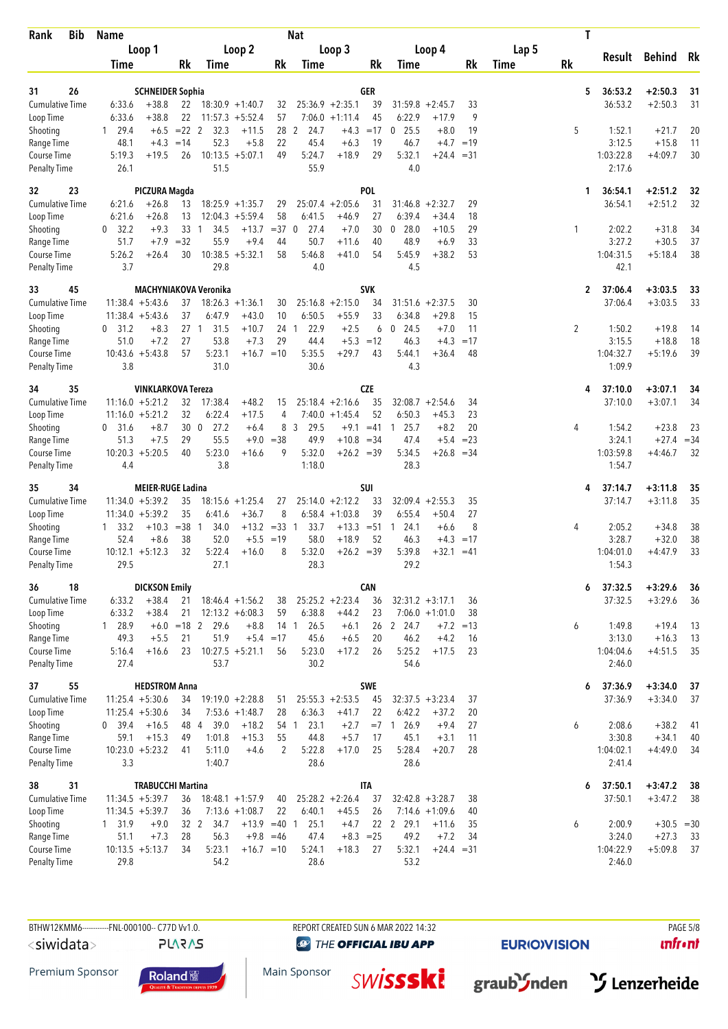| Rank | Bib | Name | | | | | | Nat | | | | | | | | T | Result | Behind | Rk |
|---|---|---|---|---|---|---|---|---|---|---|---|---|---|---|---|---|---|---|---|
| | | Loop 1 | | | Loop 2 | | | Loop 3 | | | Loop 4 | | | Lap 5 | | | | | |
| | | Time | | Rk | Time | | Rk | Time | | Rk | Time | | Rk | Time | Rk | | | | |
| 31 | 26 | SCHNEIDER Sophia | | | | | | GER | | | | | | | | 5 | 36:53.2 | +2:50.3 | 31 |
| Cumulative Time | | 6:33.6 | +38.8 | 22 | 18:30.9 | +1:40.7 | 32 | 25:36.9 | +2:35.1 | 39 | 31:59.8 | +2:45.7 | 33 | | | | 36:53.2 | +2:50.3 | 31 |
| Loop Time | | 6:33.6 | +38.8 | 22 | 11:57.3 | +5:52.4 | 57 | 7:06.0 | +1:11.4 | 45 | 6:22.9 | +17.9 | 9 | | | | | | |
| Shooting | | 1 29.4 | +6.5 | =22 | 2 32.3 | +11.5 | 28 | 2 24.7 | +4.3 | =17 | 0 25.5 | +8.0 | 19 | | | 5 | 1:52.1 | +21.7 | 20 |
| Range Time | | 48.1 | +4.3 | =14 | 52.3 | +5.8 | 22 | 45.4 | +6.3 | 19 | 46.7 | +4.7 | =19 | | | | 3:12.5 | +15.8 | 11 |
| Course Time | | 5:19.3 | +19.5 | 26 | 10:13.5 | +5:07.1 | 49 | 5:24.7 | +18.9 | 29 | 5:32.1 | +24.4 | =31 | | | | 1:03:22.8 | +4:09.7 | 30 |
| Penalty Time | | 26.1 | | | 51.5 | | | 55.9 | | | 4.0 | | | | | | 2:17.6 | | |
| 32 | 23 | PICZURA Magda | | | | | | POL | | | | | | | | 1 | 36:54.1 | +2:51.2 | 32 |
| Cumulative Time | | 6:21.6 | +26.8 | 13 | 18:25.9 | +1:35.7 | 29 | 25:07.4 | +2:05.6 | 31 | 31:46.8 | +2:32.7 | 29 | | | | 36:54.1 | +2:51.2 | 32 |
| Loop Time | | 6:21.6 | +26.8 | 13 | 12:04.3 | +5:59.4 | 58 | 6:41.5 | +46.9 | 27 | 6:39.4 | +34.4 | 18 | | | | | | |
| Shooting | | 0 32.2 | +9.3 | 33 | 1 34.5 | +13.7 | =37 | 0 27.4 | +7.0 | 30 | 0 28.0 | +10.5 | 29 | | | 1 | 2:02.2 | +31.8 | 34 |
| Range Time | | 51.7 | +7.9 | =32 | 55.9 | +9.4 | 44 | 50.7 | +11.6 | 40 | 48.9 | +6.9 | 33 | | | | 3:27.2 | +30.5 | 37 |
| Course Time | | 5:26.2 | +26.4 | 30 | 10:38.5 | +5:32.1 | 58 | 5:46.8 | +41.0 | 54 | 5:45.9 | +38.2 | 53 | | | | 1:04:31.5 | +5:18.4 | 38 |
| Penalty Time | | 3.7 | | | 29.8 | | | 4.0 | | | 4.5 | | | | | | 42.1 | | |
| 33 | 45 | MACHYNIAKOVA Veronika | | | | | | SVK | | | | | | | | 2 | 37:06.4 | +3:03.5 | 33 |
| Cumulative Time | | 11:38.4 | +5:43.6 | 37 | 18:26.3 | +1:36.1 | 30 | 25:16.8 | +2:15.0 | 34 | 31:51.6 | +2:37.5 | 30 | | | | 37:06.4 | +3:03.5 | 33 |
| Loop Time | | 11:38.4 | +5:43.6 | 37 | 6:47.9 | +43.0 | 10 | 6:50.5 | +55.9 | 33 | 6:34.8 | +29.8 | 15 | | | | | | |
| Shooting | | 0 31.2 | +8.3 | 27 | 1 31.5 | +10.7 | 24 | 1 22.9 | +2.5 | 6 | 0 24.5 | +7.0 | 11 | | | 2 | 1:50.2 | +19.8 | 14 |
| Range Time | | 51.0 | +7.2 | 27 | 53.8 | +7.3 | 29 | 44.4 | +5.3 | =12 | 46.3 | +4.3 | =17 | | | | 3:15.5 | +18.8 | 18 |
| Course Time | | 10:43.6 | +5:43.8 | 57 | 5:23.1 | +16.7 | =10 | 5:35.5 | +29.7 | 43 | 5:44.1 | +36.4 | 48 | | | | 1:04:32.7 | +5:19.6 | 39 |
| Penalty Time | | 3.8 | | | 31.0 | | | 30.6 | | | 4.3 | | | | | | 1:09.9 | | |
| 34 | 35 | VINKLARKOVA Tereza | | | | | | CZE | | | | | | | | 4 | 37:10.0 | +3:07.1 | 34 |
| Cumulative Time | | 11:16.0 | +5:21.2 | 32 | 17:38.4 | +48.2 | 15 | 25:18.4 | +2:16.6 | 35 | 32:08.7 | +2:54.6 | 34 | | | | 37:10.0 | +3:07.1 | 34 |
| Loop Time | | 11:16.0 | +5:21.2 | 32 | 6:22.4 | +17.5 | 4 | 7:40.0 | +1:45.4 | 52 | 6:50.3 | +45.3 | 23 | | | | | | |
| Shooting | | 0 31.6 | +8.7 | 30 | 0 27.2 | +6.4 | 8 | 3 29.5 | +9.1 | =41 | 1 25.7 | +8.2 | 20 | | | 4 | 1:54.2 | +23.8 | 23 |
| Range Time | | 51.3 | +7.5 | 29 | 55.5 | +9.0 | =38 | 49.9 | +10.8 | =34 | 47.4 | +5.4 | =23 | | | | 3:24.1 | +27.4 | =34 |
| Course Time | | 10:20.3 | +5:20.5 | 40 | 5:23.0 | +16.6 | 9 | 5:32.0 | +26.2 | =39 | 5:34.5 | +26.8 | =34 | | | | 1:03:59.8 | +4:46.7 | 32 |
| Penalty Time | | 4.4 | | | 3.8 | | | 1:18.0 | | | 28.3 | | | | | | 1:54.7 | | |
| 35 | 34 | MEIER-RUGE Ladina | | | | | | SUI | | | | | | | | 4 | 37:14.7 | +3:11.8 | 35 |
| Cumulative Time | | 11:34.0 | +5:39.2 | 35 | 18:15.6 | +1:25.4 | 27 | 25:14.0 | +2:12.2 | 33 | 32:09.4 | +2:55.3 | 35 | | | | 37:14.7 | +3:11.8 | 35 |
| Loop Time | | 11:34.0 | +5:39.2 | 35 | 6:41.6 | +36.7 | 8 | 6:58.4 | +1:03.8 | 39 | 6:55.4 | +50.4 | 27 | | | | | | |
| Shooting | | 1 33.2 | +10.3 | =38 | 1 34.0 | +13.2 | =33 | 1 33.7 | +13.3 | =51 | 1 24.1 | +6.6 | 8 | | | 4 | 2:05.2 | +34.8 | 38 |
| Range Time | | 52.4 | +8.6 | 38 | 52.0 | +5.5 | =19 | 58.0 | +18.9 | 52 | 46.3 | +4.3 | =17 | | | | 3:28.7 | +32.0 | 38 |
| Course Time | | 10:12.1 | +5:12.3 | 32 | 5:22.4 | +16.0 | 8 | 5:32.0 | +26.2 | =39 | 5:39.8 | +32.1 | =41 | | | | 1:04:01.0 | +4:47.9 | 33 |
| Penalty Time | | 29.5 | | | 27.1 | | | 28.3 | | | 29.2 | | | | | | 1:54.3 | | |
| 36 | 18 | DICKSON Emily | | | | | | CAN | | | | | | | | 6 | 37:32.5 | +3:29.6 | 36 |
| Cumulative Time | | 6:33.2 | +38.4 | 21 | 18:46.4 | +1:56.2 | 38 | 25:25.2 | +2:23.4 | 36 | 32:31.2 | +3:17.1 | 36 | | | | 37:32.5 | +3:29.6 | 36 |
| Loop Time | | 6:33.2 | +38.4 | 21 | 12:13.2 | +6:08.3 | 59 | 6:38.8 | +44.2 | 23 | 7:06.0 | +1:01.0 | 38 | | | | | | |
| Shooting | | 1 28.9 | +6.0 | =18 | 2 29.6 | +8.8 | 14 | 1 26.5 | +6.1 | 26 | 2 24.7 | +7.2 | =13 | | | 6 | 1:49.8 | +19.4 | 13 |
| Range Time | | 49.3 | +5.5 | 21 | 51.9 | +5.4 | =17 | 45.6 | +6.5 | 20 | 46.2 | +4.2 | 16 | | | | 3:13.0 | +16.3 | 13 |
| Course Time | | 5:16.4 | +16.6 | 23 | 10:27.5 | +5:21.1 | 56 | 5:23.0 | +17.2 | 26 | 5:25.2 | +17.5 | 23 | | | | 1:04:04.6 | +4:51.5 | 35 |
| Penalty Time | | 27.4 | | | 53.7 | | | 30.2 | | | 54.6 | | | | | | 2:46.0 | | |
| 37 | 55 | HEDSTROM Anna | | | | | | SWE | | | | | | | | 6 | 37:36.9 | +3:34.0 | 37 |
| Cumulative Time | | 11:25.4 | +5:30.6 | 34 | 19:19.0 | +2:28.8 | 51 | 25:55.3 | +2:53.5 | 45 | 32:37.5 | +3:23.4 | 37 | | | | 37:36.9 | +3:34.0 | 37 |
| Loop Time | | 11:25.4 | +5:30.6 | 34 | 7:53.6 | +1:48.7 | 28 | 6:36.3 | +41.7 | 22 | 6:42.2 | +37.2 | 20 | | | | | | |
| Shooting | | 0 39.4 | +16.5 | 48 | 4 39.0 | +18.2 | 54 | 1 23.1 | +2.7 | =7 | 1 26.9 | +9.4 | 27 | | | 6 | 2:08.6 | +38.2 | 41 |
| Range Time | | 59.1 | +15.3 | 49 | 1:01.8 | +15.3 | 55 | 44.8 | +5.7 | 17 | 45.1 | +3.1 | 11 | | | | 3:30.8 | +34.1 | 40 |
| Course Time | | 10:23.0 | +5:23.2 | 41 | 5:11.0 | +4.6 | 2 | 5:22.8 | +17.0 | 25 | 5:28.4 | +20.7 | 28 | | | | 1:04:02.1 | +4:49.0 | 34 |
| Penalty Time | | 3.3 | | | 1:40.7 | | | 28.6 | | | 28.6 | | | | | | 2:41.4 | | |
| 38 | 31 | TRABUCCHI Martina | | | | | | ITA | | | | | | | | 6 | 37:50.1 | +3:47.2 | 38 |
| Cumulative Time | | 11:34.5 | +5:39.7 | 36 | 18:48.1 | +1:57.9 | 40 | 25:28.2 | +2:26.4 | 37 | 32:42.8 | +3:28.7 | 38 | | | | 37:50.1 | +3:47.2 | 38 |
| Loop Time | | 11:34.5 | +5:39.7 | 36 | 7:13.6 | +1:08.7 | 22 | 6:40.1 | +45.5 | 26 | 7:14.6 | +1:09.6 | 40 | | | | | | |
| Shooting | | 1 31.9 | +9.0 | 32 | 2 34.7 | +13.9 | =40 | 1 25.1 | +4.7 | 22 | 2 29.1 | +11.6 | 35 | | | 6 | 2:00.9 | +30.5 | =30 |
| Range Time | | 51.1 | +7.3 | 28 | 56.3 | +9.8 | =46 | 47.4 | +8.3 | =25 | 49.2 | +7.2 | 34 | | | | 3:24.0 | +27.3 | 33 |
| Course Time | | 10:13.5 | +5:13.7 | 34 | 5:23.1 | +16.7 | =10 | 5:24.1 | +18.3 | 27 | 5:32.1 | +24.4 | =31 | | | | 1:04:22.9 | +5:09.8 | 37 |
| Penalty Time | | 29.8 | | | 54.2 | | | 28.6 | | | 53.2 | | | | | | 2:46.0 | | |

BTHW12KMM6-----------FNL-000100-- C77D Vv1.0. REPORT CREATED SUN 6 MAR 2022 14:32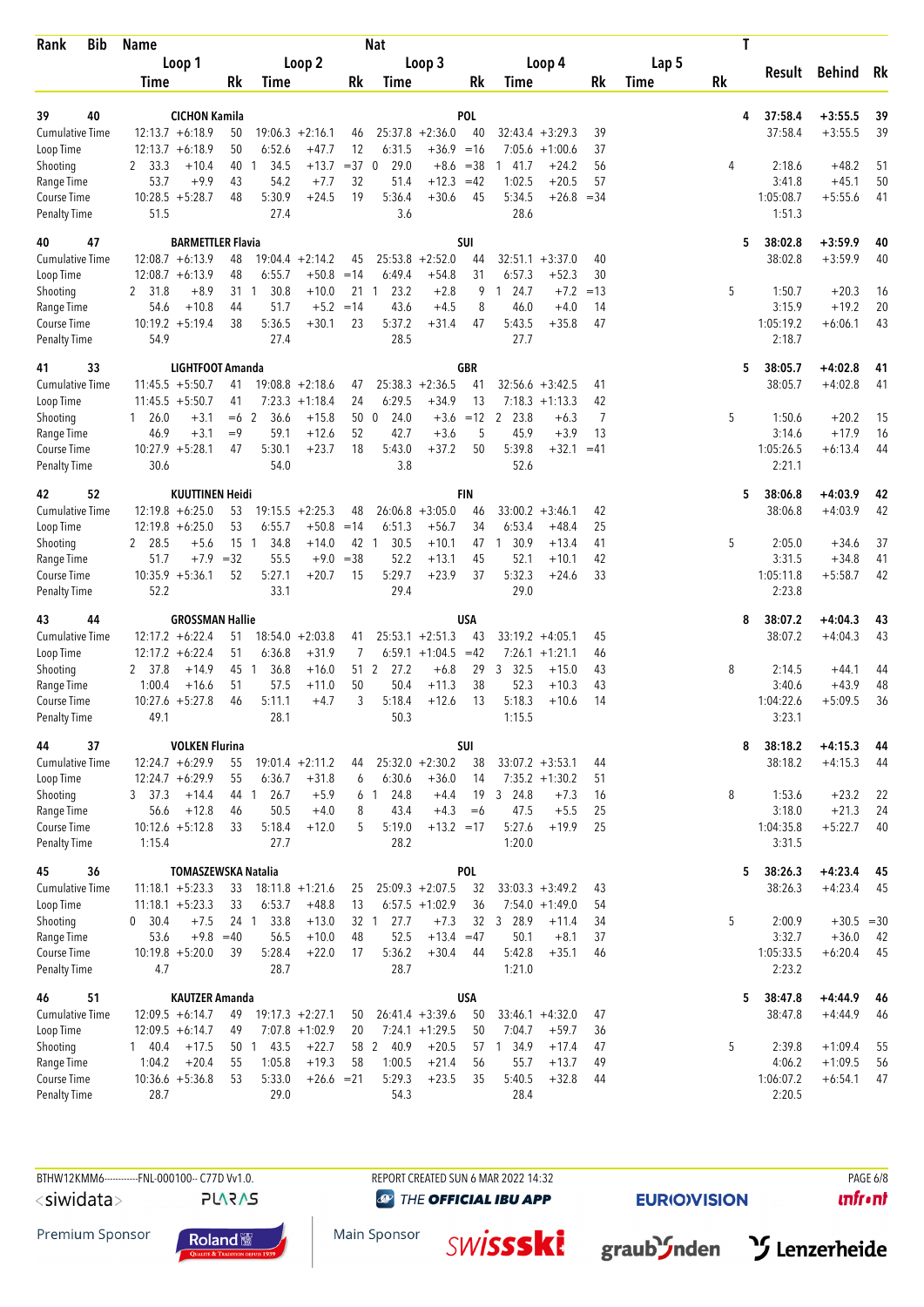| Rank | Bib | Name | | | | | | Nat | | | | | | | | | T | | | |
|---|---|---|---|---|---|---|---|---|---|---|---|---|---|---|---|---|---|---|---|---|
| | | Loop 1 | | | Loop 2 | | | Loop 3 | | | Loop 4 | | | Lap 5 | | | | Result | Behind | Rk |
| | | Time | | Rk | Time | | Rk | Time | | Rk | Time | | Rk | Time | | Rk | | | | |
| 39 | 40 | CICHON Kamila | | | | | | POL | | | | | | | | | 4 | 37:58.4 | +3:55.5 | 39 |
| Cumulative Time | | 12:13.7 | +6:18.9 | 50 | 19:06.3 | +2:16.1 | 46 | 25:37.8 | +2:36.0 | 40 | 32:43.4 | +3:29.3 | 39 | | | | | 37:58.4 | +3:55.5 | 39 |
| Loop Time | | 12:13.7 | +6:18.9 | 50 | 6:52.6 | +47.7 | 12 | 6:31.5 | +36.9 | =16 | 7:05.6 | +1:00.6 | 37 | | | | | | | |
| Shooting | | 2 33.3 | +10.4 | 40 | 1 34.5 | +13.7 | =37 | 0 29.0 | +8.6 | =38 | 1 41.7 | +24.2 | 56 | | | | 4 | 2:18.6 | +48.2 | 51 |
| Range Time | | 53.7 | +9.9 | 43 | 54.2 | +7.7 | 32 | 51.4 | +12.3 | =42 | 1:02.5 | +20.5 | 57 | | | | | 3:41.8 | +45.1 | 50 |
| Course Time | | 10:28.5 | +5:28.7 | 48 | 5:30.9 | +24.5 | 19 | 5:36.4 | +30.6 | 45 | 5:34.5 | +26.8 | =34 | | | | | 1:05:08.7 | +5:55.6 | 41 |
| Penalty Time | | 51.5 | | | 27.4 | | | 3.6 | | | 28.6 | | | | | | | 1:51.3 | | |
| 40 | 47 | BARMETTLER Flavia | | | | | | SUI | | | | | | | | | 5 | 38:02.8 | +3:59.9 | 40 |
| Cumulative Time | | 12:08.7 | +6:13.9 | 48 | 19:04.4 | +2:14.2 | 45 | 25:53.8 | +2:52.0 | 44 | 32:51.1 | +3:37.0 | 40 | | | | | 38:02.8 | +3:59.9 | 40 |
| Loop Time | | 12:08.7 | +6:13.9 | 48 | 6:55.7 | +50.8 | =14 | 6:49.4 | +54.8 | 31 | 6:57.3 | +52.3 | 30 | | | | | | | |
| Shooting | | 2 31.8 | +8.9 | 31 | 1 30.8 | +10.0 | 21 | 1 23.2 | +2.8 | 9 | 1 24.7 | +7.2 | =13 | | | | 5 | 1:50.7 | +20.3 | 16 |
| Range Time | | 54.6 | +10.8 | 44 | 51.7 | +5.2 | =14 | 43.6 | +4.5 | 8 | 46.0 | +4.0 | 14 | | | | | 3:15.9 | +19.2 | 20 |
| Course Time | | 10:19.2 | +5:19.4 | 38 | 5:36.5 | +30.1 | 23 | 5:37.2 | +31.4 | 47 | 5:43.5 | +35.8 | 47 | | | | | 1:05:19.2 | +6:06.1 | 43 |
| Penalty Time | | 54.9 | | | 27.4 | | | 28.5 | | | 27.7 | | | | | | | 2:18.7 | | |
| 41 | 33 | LIGHTFOOT Amanda | | | | | | GBR | | | | | | | | | 5 | 38:05.7 | +4:02.8 | 41 |
| Cumulative Time | | 11:45.5 | +5:50.7 | 41 | 19:08.8 | +2:18.6 | 47 | 25:38.3 | +2:36.5 | 41 | 32:56.6 | +3:42.5 | 41 | | | | | 38:05.7 | +4:02.8 | 41 |
| Loop Time | | 11:45.5 | +5:50.7 | 41 | 7:23.3 | +1:18.4 | 24 | 6:29.5 | +34.9 | 13 | 7:18.3 | +1:13.3 | 42 | | | | | | | |
| Shooting | | 1 26.0 | +3.1 | =6 | 2 36.6 | +15.8 | 50 | 0 24.0 | +3.6 | =12 | 2 23.8 | +6.3 | 7 | | | | 5 | 1:50.6 | +20.2 | 15 |
| Range Time | | 46.9 | +3.1 | =9 | 59.1 | +12.6 | 52 | 42.7 | +3.6 | 5 | 45.9 | +3.9 | 13 | | | | | 3:14.6 | +17.9 | 16 |
| Course Time | | 10:27.9 | +5:28.1 | 47 | 5:30.1 | +23.7 | 18 | 5:43.0 | +37.2 | 50 | 5:39.8 | +32.1 | =41 | | | | | 1:05:26.5 | +6:13.4 | 44 |
| Penalty Time | | 30.6 | | | 54.0 | | | 3.8 | | | 52.6 | | | | | | | 2:21.1 | | |
| 42 | 52 | KUUTTINEN Heidi | | | | | | FIN | | | | | | | | | 5 | 38:06.8 | +4:03.9 | 42 |
| Cumulative Time | | 12:19.8 | +6:25.0 | 53 | 19:15.5 | +2:25.3 | 48 | 26:06.8 | +3:05.0 | 46 | 33:00.2 | +3:46.1 | 42 | | | | | 38:06.8 | +4:03.9 | 42 |
| Loop Time | | 12:19.8 | +6:25.0 | 53 | 6:55.7 | +50.8 | =14 | 6:51.3 | +56.7 | 34 | 6:53.4 | +48.4 | 25 | | | | | | | |
| Shooting | | 2 28.5 | +5.6 | 15 | 1 34.8 | +14.0 | 42 | 1 30.5 | +10.1 | 47 | 1 30.9 | +13.4 | 41 | | | | 5 | 2:05.0 | +34.6 | 37 |
| Range Time | | 51.7 | +7.9 | =32 | 55.5 | +9.0 | =38 | 52.2 | +13.1 | 45 | 52.1 | +10.1 | 42 | | | | | 3:31.5 | +34.8 | 41 |
| Course Time | | 10:35.9 | +5:36.1 | 52 | 5:27.1 | +20.7 | 15 | 5:29.7 | +23.9 | 37 | 5:32.3 | +24.6 | 33 | | | | | 1:05:11.8 | +5:58.7 | 42 |
| Penalty Time | | 52.2 | | | 33.1 | | | 29.4 | | | 29.0 | | | | | | | 2:23.8 | | |
| 43 | 44 | GROSSMAN Hallie | | | | | | USA | | | | | | | | | 8 | 38:07.2 | +4:04.3 | 43 |
| Cumulative Time | | 12:17.2 | +6:22.4 | 51 | 18:54.0 | +2:03.8 | 41 | 25:53.1 | +2:51.3 | 43 | 33:19.2 | +4:05.1 | 45 | | | | | 38:07.2 | +4:04.3 | 43 |
| Loop Time | | 12:17.2 | +6:22.4 | 51 | 6:36.8 | +31.9 | 7 | 6:59.1 | +1:04.5 | =42 | 7:26.1 | +1:21.1 | 46 | | | | | | | |
| Shooting | | 2 37.8 | +14.9 | 45 | 1 36.8 | +16.0 | 51 | 2 27.2 | +6.8 | 29 | 3 32.5 | +15.0 | 43 | | | | 8 | 2:14.5 | +44.1 | 44 |
| Range Time | | 1:00.4 | +16.6 | 51 | 57.5 | +11.0 | 50 | 50.4 | +11.3 | 38 | 52.3 | +10.3 | 43 | | | | | 3:40.6 | +43.9 | 48 |
| Course Time | | 10:27.6 | +5:27.8 | 46 | 5:11.1 | +4.7 | 3 | 5:18.4 | +12.6 | 13 | 5:18.3 | +10.6 | 14 | | | | | 1:04:22.6 | +5:09.5 | 36 |
| Penalty Time | | 49.1 | | | 28.1 | | | 50.3 | | | 1:15.5 | | | | | | | 3:23.1 | | |
| 44 | 37 | VOLKEN Flurina | | | | | | SUI | | | | | | | | | 8 | 38:18.2 | +4:15.3 | 44 |
| Cumulative Time | | 12:24.7 | +6:29.9 | 55 | 19:01.4 | +2:11.2 | 44 | 25:32.0 | +2:30.2 | 38 | 33:07.2 | +3:53.1 | 44 | | | | | 38:18.2 | +4:15.3 | 44 |
| Loop Time | | 12:24.7 | +6:29.9 | 55 | 6:36.7 | +31.8 | 6 | 6:30.6 | +36.0 | 14 | 7:35.2 | +1:30.2 | 51 | | | | | | | |
| Shooting | | 3 37.3 | +14.4 | 44 | 1 26.7 | +5.9 | 6 | 1 24.8 | +4.4 | 19 | 3 24.8 | +7.3 | 16 | | | | 8 | 1:53.6 | +23.2 | 22 |
| Range Time | | 56.6 | +12.8 | 46 | 50.5 | +4.0 | 8 | 43.4 | +4.3 | =6 | 47.5 | +5.5 | 25 | | | | | 3:18.0 | +21.3 | 24 |
| Course Time | | 10:12.6 | +5:12.8 | 33 | 5:18.4 | +12.0 | 5 | 5:19.0 | +13.2 | =17 | 5:27.6 | +19.9 | 25 | | | | | 1:04:35.8 | +5:22.7 | 40 |
| Penalty Time | | 1:15.4 | | | 27.7 | | | 28.2 | | | 1:20.0 | | | | | | | 3:31.5 | | |
| 45 | 36 | TOMASZEWSKA Natalia | | | | | | POL | | | | | | | | | 5 | 38:26.3 | +4:23.4 | 45 |
| Cumulative Time | | 11:18.1 | +5:23.3 | 33 | 18:11.8 | +1:21.6 | 25 | 25:09.3 | +2:07.5 | 32 | 33:03.3 | +3:49.2 | 43 | | | | | 38:26.3 | +4:23.4 | 45 |
| Loop Time | | 11:18.1 | +5:23.3 | 33 | 6:53.7 | +48.8 | 13 | 6:57.5 | +1:02.9 | 36 | 7:54.0 | +1:49.0 | 54 | | | | | | | |
| Shooting | | 0 30.4 | +7.5 | 24 | 1 33.8 | +13.0 | 32 | 1 27.7 | +7.3 | 32 | 3 28.9 | +11.4 | 34 | | | | 5 | 2:00.9 | +30.5 | =30 |
| Range Time | | 53.6 | +9.8 | =40 | 56.5 | +10.0 | 48 | 52.5 | +13.4 | =47 | 50.1 | +8.1 | 37 | | | | | 3:32.7 | +36.0 | 42 |
| Course Time | | 10:19.8 | +5:20.0 | 39 | 5:28.4 | +22.0 | 17 | 5:36.2 | +30.4 | 44 | 5:42.8 | +35.1 | 46 | | | | | 1:05:33.5 | +6:20.4 | 45 |
| Penalty Time | | 4.7 | | | 28.7 | | | 28.7 | | | 1:21.0 | | | | | | | 2:23.2 | | |
| 46 | 51 | KAUTZER Amanda | | | | | | USA | | | | | | | | | 5 | 38:47.8 | +4:44.9 | 46 |
| Cumulative Time | | 12:09.5 | +6:14.7 | 49 | 19:17.3 | +2:27.1 | 50 | 26:41.4 | +3:39.6 | 50 | 33:46.1 | +4:32.0 | 47 | | | | | 38:47.8 | +4:44.9 | 46 |
| Loop Time | | 12:09.5 | +6:14.7 | 49 | 7:07.8 | +1:02.9 | 20 | 7:24.1 | +1:29.5 | 50 | 7:04.7 | +59.7 | 36 | | | | | | | |
| Shooting | | 1 40.4 | +17.5 | 50 | 1 43.5 | +22.7 | 58 | 2 40.9 | +20.5 | 57 | 1 34.9 | +17.4 | 47 | | | | 5 | 2:39.8 | +1:09.4 | 55 |
| Range Time | | 1:04.2 | +20.4 | 55 | 1:05.8 | +19.3 | 58 | 1:00.5 | +21.4 | 56 | 55.7 | +13.7 | 49 | | | | | 4:06.2 | +1:09.5 | 56 |
| Course Time | | 10:36.6 | +5:36.8 | 53 | 5:33.0 | +26.6 | =21 | 5:29.3 | +23.5 | 35 | 5:40.5 | +32.8 | 44 | | | | | 1:06:07.2 | +6:54.1 | 47 |
| Penalty Time | | 28.7 | | | 29.0 | | | 54.3 | | | 28.4 | | | | | | | 2:20.5 | | |

BTHW12KMM6-----------FNL-000100-- C77D Vv1.0. REPORT CREATED SUN 6 MAR 2022 14:32 PAGE 6/8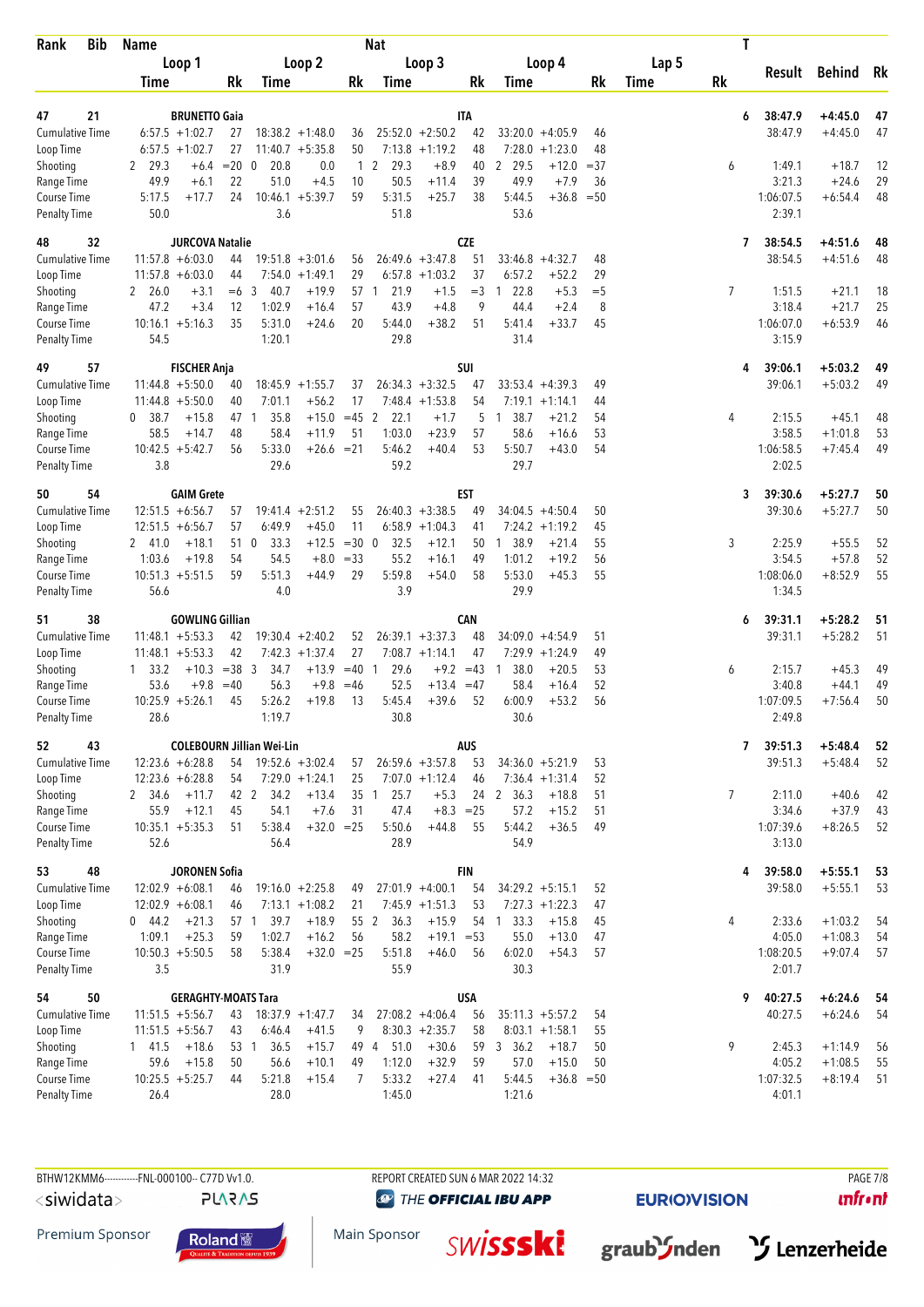| Rank | Bib | Name | | Nat | | | | | | | T | Result | Behind | Rk |
|---|---|---|---|---|---|---|---|---|---|---|---|---|---|---|
| | | Loop 1 | | Loop 2 | | Loop 3 | | Loop 4 | | Lap 5 | | | | |
| | | Time | Rk | Time | Rk | Time | Rk | Time | Rk | Time | Rk | | | |
| 47 | 21 | BRUNETTO Gaia | | | | ITA | | | | | 6 | 38:47.9 | +4:45.0 | 47 |
| Cumulative Time | | 6:57.5 +1:02.7 | 27 | 18:38.2 +1:48.0 | 36 | 25:52.0 +2:50.2 | 42 | 33:20.0 +4:05.9 | 46 | | | 38:47.9 | +4:45.0 | 47 |
| Loop Time | | 6:57.5 +1:02.7 | 27 | 11:40.7 +5:35.8 | 50 | 7:13.8 +1:19.2 | 48 | 7:28.0 +1:23.0 | 48 | | | | | |
| Shooting | | 2 29.3 +6.4 | =20 | 0 20.8 0.0 | 1 | 2 29.3 +8.9 | 40 | 2 29.5 +12.0 | =37 | | 6 | 1:49.1 | +18.7 | 12 |
| Range Time | | 49.9 +6.1 | 22 | 51.0 +4.5 | 10 | 50.5 +11.4 | 39 | 49.9 +7.9 | 36 | | | 3:21.3 | +24.6 | 29 |
| Course Time | | 5:17.5 +17.7 | 24 | 10:46.1 +5:39.7 | 59 | 5:31.5 +25.7 | 38 | 5:44.5 +36.8 | =50 | | | 1:06:07.5 | +6:54.4 | 48 |
| Penalty Time | | 50.0 | | 3.6 | | 51.8 | | 53.6 | | | | 2:39.1 | | |
| 48 | 32 | JURCOVA Natalie | | | | CZE | | | | | 7 | 38:54.5 | +4:51.6 | 48 |
| Cumulative Time | | 11:57.8 +6:03.0 | 44 | 19:51.8 +3:01.6 | 56 | 26:49.6 +3:47.8 | 51 | 33:46.8 +4:32.7 | 48 | | | 38:54.5 | +4:51.6 | 48 |
| Loop Time | | 11:57.8 +6:03.0 | 44 | 7:54.0 +1:49.1 | 29 | 6:57.8 +1:03.2 | 37 | 6:57.2 +52.2 | 29 | | | | | |
| Shooting | | 2 26.0 +3.1 | =6 | 3 40.7 +19.9 | 57 | 1 21.9 +1.5 | =3 | 1 22.8 +5.3 | =5 | | 7 | 1:51.5 | +21.1 | 18 |
| Range Time | | 47.2 +3.4 | 12 | 1:02.9 +16.4 | 57 | 43.9 +4.8 | 9 | 44.4 +2.4 | 8 | | | 3:18.4 | +21.7 | 25 |
| Course Time | | 10:16.1 +5:16.3 | 35 | 5:31.0 +24.6 | 20 | 5:44.0 +38.2 | 51 | 5:41.4 +33.7 | 45 | | | 1:06:07.0 | +6:53.9 | 46 |
| Penalty Time | | 54.5 | | 1:20.1 | | 29.8 | | 31.4 | | | | 3:15.9 | | |
| 49 | 57 | FISCHER Anja | | | | SUI | | | | | 4 | 39:06.1 | +5:03.2 | 49 |
| Cumulative Time | | 11:44.8 +5:50.0 | 40 | 18:45.9 +1:55.7 | 37 | 26:34.3 +3:32.5 | 47 | 33:53.4 +4:39.3 | 49 | | | 39:06.1 | +5:03.2 | 49 |
| Loop Time | | 11:44.8 +5:50.0 | 40 | 7:01.1 +56.2 | 17 | 7:48.4 +1:53.8 | 54 | 7:19.1 +1:14.1 | 44 | | | | | |
| Shooting | | 0 38.7 +15.8 | 47 | 1 35.8 +15.0 | =45 | 2 22.1 +1.7 | 5 | 1 38.7 +21.2 | 54 | | 4 | 2:15.5 | +45.1 | 48 |
| Range Time | | 58.5 +14.7 | 48 | 58.4 +11.9 | 51 | 1:03.0 +23.9 | 57 | 58.6 +16.6 | 53 | | | 3:58.5 | +1:01.8 | 53 |
| Course Time | | 10:42.5 +5:42.7 | 56 | 5:33.0 +26.6 | =21 | 5:46.2 +40.4 | 53 | 5:50.7 +43.0 | 54 | | | 1:06:58.5 | +7:45.4 | 49 |
| Penalty Time | | 3.8 | | 29.6 | | 59.2 | | 29.7 | | | | 2:02.5 | | |
| 50 | 54 | GAIM Grete | | | | EST | | | | | 3 | 39:30.6 | +5:27.7 | 50 |
| Cumulative Time | | 12:51.5 +6:56.7 | 57 | 19:41.4 +2:51.2 | 55 | 26:40.3 +3:38.5 | 49 | 34:04.5 +4:50.4 | 50 | | | 39:30.6 | +5:27.7 | 50 |
| Loop Time | | 12:51.5 +6:56.7 | 57 | 6:49.9 +45.0 | 11 | 6:58.9 +1:04.3 | 41 | 7:24.2 +1:19.2 | 45 | | | | | |
| Shooting | | 2 41.0 +18.1 | 51 | 0 33.3 +12.5 | =30 | 0 32.5 +12.1 | 50 | 1 38.9 +21.4 | 55 | | 3 | 2:25.9 | +55.5 | 52 |
| Range Time | | 1:03.6 +19.8 | 54 | 54.5 +8.0 | =33 | 55.2 +16.1 | 49 | 1:01.2 +19.2 | 56 | | | 3:54.5 | +57.8 | 52 |
| Course Time | | 10:51.3 +5:51.5 | 59 | 5:51.3 +44.9 | 29 | 5:59.8 +54.0 | 58 | 5:53.0 +45.3 | 55 | | | 1:08:06.0 | +8:52.9 | 55 |
| Penalty Time | | 56.6 | | 4.0 | | 3.9 | | 29.9 | | | | 1:34.5 | | |
| 51 | 38 | GOWLING Gillian | | | | CAN | | | | | 6 | 39:31.1 | +5:28.2 | 51 |
| Cumulative Time | | 11:48.1 +5:53.3 | 42 | 19:30.4 +2:40.2 | 52 | 26:39.1 +3:37.3 | 48 | 34:09.0 +4:54.9 | 51 | | | 39:31.1 | +5:28.2 | 51 |
| Loop Time | | 11:48.1 +5:53.3 | 42 | 7:42.3 +1:37.4 | 27 | 7:08.7 +1:14.1 | 47 | 7:29.9 +1:24.9 | 49 | | | | | |
| Shooting | | 1 33.2 +10.3 | =38 | 3 34.7 +13.9 | =40 | 1 29.6 +9.2 | =43 | 1 38.0 +20.5 | 53 | | 6 | 2:15.7 | +45.3 | 49 |
| Range Time | | 53.6 +9.8 | =40 | 56.3 +9.8 | =46 | 52.5 +13.4 | =47 | 58.4 +16.4 | 52 | | | 3:40.8 | +44.1 | 49 |
| Course Time | | 10:25.9 +5:26.1 | 45 | 5:26.2 +19.8 | 13 | 5:45.4 +39.6 | 52 | 6:00.9 +53.2 | 56 | | | 1:07:09.5 | +7:56.4 | 50 |
| Penalty Time | | 28.6 | | 1:19.7 | | 30.8 | | 30.6 | | | | 2:49.8 | | |
| 52 | 43 | COLEBOURN Jillian Wei-Lin | | | | AUS | | | | | 7 | 39:51.3 | +5:48.4 | 52 |
| Cumulative Time | | 12:23.6 +6:28.8 | 54 | 19:52.6 +3:02.4 | 57 | 26:59.6 +3:57.8 | 53 | 34:36.0 +5:21.9 | 53 | | | 39:51.3 | +5:48.4 | 52 |
| Loop Time | | 12:23.6 +6:28.8 | 54 | 7:29.0 +1:24.1 | 25 | 7:07.0 +1:12.4 | 46 | 7:36.4 +1:31.4 | 52 | | | | | |
| Shooting | | 2 34.6 +11.7 | 42 | 2 34.2 +13.4 | 35 | 1 25.7 +5.3 | 24 | 2 36.3 +18.8 | 51 | | 7 | 2:11.0 | +40.6 | 42 |
| Range Time | | 55.9 +12.1 | 45 | 54.1 +7.6 | 31 | 47.4 +8.3 | =25 | 57.2 +15.2 | 51 | | | 3:34.6 | +37.9 | 43 |
| Course Time | | 10:35.1 +5:35.3 | 51 | 5:38.4 +32.0 | =25 | 5:50.6 +44.8 | 55 | 5:44.2 +36.5 | 49 | | | 1:07:39.6 | +8:26.5 | 52 |
| Penalty Time | | 52.6 | | 56.4 | | 28.9 | | 54.9 | | | | 3:13.0 | | |
| 53 | 48 | JORONEN Sofia | | | | FIN | | | | | 4 | 39:58.0 | +5:55.1 | 53 |
| Cumulative Time | | 12:02.9 +6:08.1 | 46 | 19:16.0 +2:25.8 | 49 | 27:01.9 +4:00.1 | 54 | 34:29.2 +5:15.1 | 52 | | | 39:58.0 | +5:55.1 | 53 |
| Loop Time | | 12:02.9 +6:08.1 | 46 | 7:13.1 +1:08.2 | 21 | 7:45.9 +1:51.3 | 53 | 7:27.3 +1:22.3 | 47 | | | | | |
| Shooting | | 0 44.2 +21.3 | 57 | 1 39.7 +18.9 | 55 | 2 36.3 +15.9 | 54 | 1 33.3 +15.8 | 45 | | 4 | 2:33.6 | +1:03.2 | 54 |
| Range Time | | 1:09.1 +25.3 | 59 | 1:02.7 +16.2 | 56 | 58.2 +19.1 | =53 | 55.0 +13.0 | 47 | | | 4:05.0 | +1:08.3 | 54 |
| Course Time | | 10:50.3 +5:50.5 | 58 | 5:38.4 +32.0 | =25 | 5:51.8 +46.0 | 56 | 6:02.0 +54.3 | 57 | | | 1:08:20.5 | +9:07.4 | 57 |
| Penalty Time | | 3.5 | | 31.9 | | 55.9 | | 30.3 | | | | 2:01.7 | | |
| 54 | 50 | GERAGHTY-MOATS Tara | | | | USA | | | | | 9 | 40:27.5 | +6:24.6 | 54 |
| Cumulative Time | | 11:51.5 +5:56.7 | 43 | 18:37.9 +1:47.7 | 34 | 27:08.2 +4:06.4 | 56 | 35:11.3 +5:57.2 | 54 | | | 40:27.5 | +6:24.6 | 54 |
| Loop Time | | 11:51.5 +5:56.7 | 43 | 6:46.4 +41.5 | 9 | 8:30.3 +2:35.7 | 58 | 8:03.1 +1:58.1 | 55 | | | | | |
| Shooting | | 1 41.5 +18.6 | 53 | 1 36.5 +15.7 | 49 | 4 51.0 +30.6 | 59 | 3 36.2 +18.7 | 50 | | 9 | 2:45.3 | +1:14.9 | 56 |
| Range Time | | 59.6 +15.8 | 50 | 56.6 +10.1 | 49 | 1:12.0 +32.9 | 59 | 57.0 +15.0 | 50 | | | 4:05.2 | +1:08.5 | 55 |
| Course Time | | 10:25.5 +5:25.7 | 44 | 5:21.8 +15.4 | 7 | 5:33.2 +27.4 | 41 | 5:44.5 +36.8 | =50 | | | 1:07:32.5 | +8:19.4 | 51 |
| Penalty Time | | 26.4 | | 28.0 | | 1:45.0 | | 1:21.6 | | | | 4:01.1 | | |

BTHW12KMM6-----------FNL-000100-- C77D Vv1.0. REPORT CREATED SUN 6 MAR 2022 14:32

Premium Sponsor: Roland — Main Sponsor: swissski, graubünden, Lenzerheide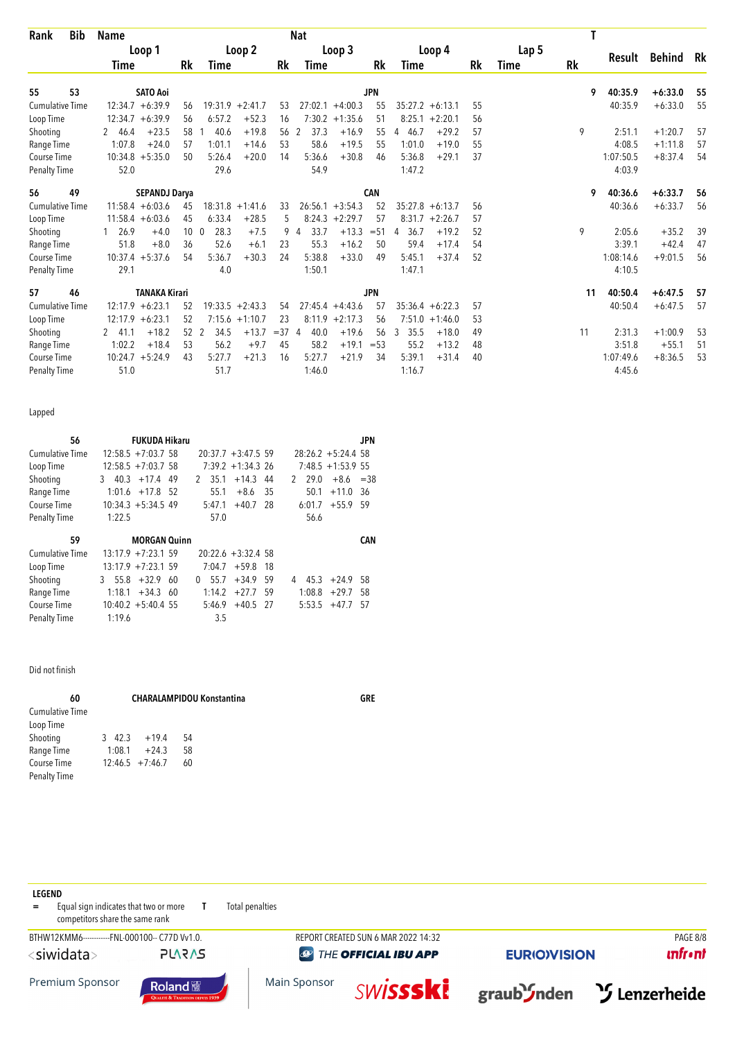| Rank | Bib | Name | | | Nat | | | | | | | | | T | Result | Behind | Rk |
|---|---|---|---|---|---|---|---|---|---|---|---|---|---|---|---|---|---|
| | | Loop 1 Time | | Rk | Loop 2 Time | | Rk | Loop 3 Time | | Rk | Loop 4 Time | | Rk | Lap 5 Time | Rk | | |
| 55 | 53 | SATO Aoi | | | | | | | JPN | | | | | | 9 | 40:35.9 | +6:33.0 | 55 |
| Cumulative Time | | 12:34.7 | +6:39.9 | 56 | 19:31.9 | +2:41.7 | 53 | 27:02.1 | +4:00.3 | 55 | 35:27.2 | +6:13.1 | 55 | | | 40:35.9 | +6:33.0 | 55 |
| Loop Time | | 12:34.7 | +6:39.9 | 56 | 6:57.2 | +52.3 | 16 | 7:30.2 | +1:35.6 | 51 | 8:25.1 | +2:20.1 | 56 | | | | | |
| Shooting | | 2 46.4 | +23.5 | 58 | 1 40.6 | +19.8 | 56 | 2 37.3 | +16.9 | 55 | 4 46.7 | +29.2 | 57 | | 9 | 2:51.1 | +1:20.7 | 57 |
| Range Time | | 1:07.8 | +24.0 | 57 | 1:01.1 | +14.6 | 53 | 58.6 | +19.5 | 55 | 1:01.0 | +19.0 | 55 | | | 4:08.5 | +1:11.8 | 57 |
| Course Time | | 10:34.8 | +5:35.0 | 50 | 5:26.4 | +20.0 | 14 | 5:36.6 | +30.8 | 46 | 5:36.8 | +29.1 | 37 | | | 1:07:50.5 | +8:37.4 | 54 |
| Penalty Time | | 52.0 | | | 29.6 | | | 54.9 | | | 1:47.2 | | | | | 4:03.9 | | |
| 56 | 49 | SEPANDJ Darya | | | | | | | CAN | | | | | | 9 | 40:36.6 | +6:33.7 | 56 |
| Cumulative Time | | 11:58.4 | +6:03.6 | 45 | 18:31.8 | +1:41.6 | 33 | 26:56.1 | +3:54.3 | 52 | 35:27.8 | +6:13.7 | 56 | | | 40:36.6 | +6:33.7 | 56 |
| Loop Time | | 11:58.4 | +6:03.6 | 45 | 6:33.4 | +28.5 | 5 | 8:24.3 | +2:29.7 | 57 | 8:31.7 | +2:26.7 | 57 | | | | | |
| Shooting | | 1 26.9 | +4.0 | 10 | 0 28.3 | +7.5 | 9 | 4 33.7 | +13.3 | =51 | 4 36.7 | +19.2 | 52 | | 9 | 2:05.6 | +35.2 | 39 |
| Range Time | | 51.8 | +8.0 | 36 | 52.6 | +6.1 | 23 | 55.3 | +16.2 | 50 | 59.4 | +17.4 | 54 | | | 3:39.1 | +42.4 | 47 |
| Course Time | | 10:37.4 | +5:37.6 | 54 | 5:36.7 | +30.3 | 24 | 5:38.8 | +33.0 | 49 | 5:45.1 | +37.4 | 52 | | | 1:08:14.6 | +9:01.5 | 56 |
| Penalty Time | | 29.1 | | | 4.0 | | | 1:50.1 | | | 1:47.1 | | | | | 4:10.5 | | |
| 57 | 46 | TANAKA Kirari | | | | | | | JPN | | | | | | 11 | 40:50.4 | +6:47.5 | 57 |
| Cumulative Time | | 12:17.9 | +6:23.1 | 52 | 19:33.5 | +2:43.3 | 54 | 27:45.4 | +4:43.6 | 57 | 35:36.4 | +6:22.3 | 57 | | | 40:50.4 | +6:47.5 | 57 |
| Loop Time | | 12:17.9 | +6:23.1 | 52 | 7:15.6 | +1:10.7 | 23 | 8:11.9 | +2:17.3 | 56 | 7:51.0 | +1:46.0 | 53 | | | | | |
| Shooting | | 2 41.1 | +18.2 | 52 | 2 34.5 | +13.7 | =37 | 4 40.0 | +19.6 | 56 | 3 35.5 | +18.0 | 49 | | 11 | 2:31.3 | +1:00.9 | 53 |
| Range Time | | 1:02.2 | +18.4 | 53 | 56.2 | +9.7 | 45 | 58.2 | +19.1 | =53 | 55.2 | +13.2 | 48 | | | 3:51.8 | +55.1 | 51 |
| Course Time | | 10:24.7 | +5:24.9 | 43 | 5:27.7 | +21.3 | 16 | 5:27.7 | +21.9 | 34 | 5:39.1 | +31.4 | 40 | | | 1:07:49.6 | +8:36.5 | 53 |
| Penalty Time | | 51.0 | | | 51.7 | | | 1:46.0 | | | 1:16.7 | | | | | 4:45.6 | | |

Lapped

| | | | | | | | | | | |
|---|---|---|---|---|---|---|---|---|---|---|
| 56 | FUKUDA Hikaru | | | | | | | JPN | | |
| Cumulative Time | 12:58.5 | +7:03.7 | 58 | 20:37.7 | +3:47.5 | 59 | 28:26.2 | +5:24.4 | 58 |
| Loop Time | 12:58.5 | +7:03.7 | 58 | 7:39.2 | +1:34.3 | 26 | 7:48.5 | +1:53.9 | 55 |
| Shooting | 3 40.3 | +17.4 | 49 | 2 35.1 | +14.3 | 44 | 2 29.0 | +8.6 | =38 |
| Range Time | 1:01.6 | +17.8 | 52 | 55.1 | +8.6 | 35 | 50.1 | +11.0 | 36 |
| Course Time | 10:34.3 | +5:34.5 | 49 | 5:47.1 | +40.7 | 28 | 6:01.7 | +55.9 | 59 |
| Penalty Time | 1:22.5 | | | 57.0 | | | 56.6 | | |
| 59 | MORGAN Quinn | | | | | | | CAN | |
| Cumulative Time | 13:17.9 | +7:23.1 | 59 | 20:22.6 | +3:32.4 | 58 | | | |
| Loop Time | 13:17.9 | +7:23.1 | 59 | 7:04.7 | +59.8 | 18 | | | |
| Shooting | 3 55.8 | +32.9 | 60 | 0 55.7 | +34.9 | 59 | 4 45.3 | +24.9 | 58 |
| Range Time | 1:18.1 | +34.3 | 60 | 1:14.2 | +27.7 | 59 | 1:08.8 | +29.7 | 58 |
| Course Time | 10:40.2 | +5:40.4 | 55 | 5:46.9 | +40.5 | 27 | 5:53.5 | +47.7 | 57 |
| Penalty Time | 1:19.6 | | | 3.5 | | | | | |

Did not finish

| | | | | |
|---|---|---|---|---|
| 60 | CHARALAMPIDOU Konstantina | | | GRE |
| Cumulative Time | | | | |
| Loop Time | | | | |
| Shooting | 3 42.3 | +19.4 | 54 | |
| Range Time | 1:08.1 | +24.3 | 58 | |
| Course Time | 12:46.5 | +7:46.7 | 60 | |
| Penalty Time | | | | |

LEGEND
= Equal sign indicates that two or more competitors share the same rank
T Total penalties

BTHW12KMM6-----------FNL-000100-- C77D Vv1.0. REPORT CREATED SUN 6 MAR 2022 14:32

siwidata PLARAS THE OFFICIAL IBU APP EUROVISION infront

Premium Sponsor Roland Main Sponsor swissski graubünden Lenzerheide